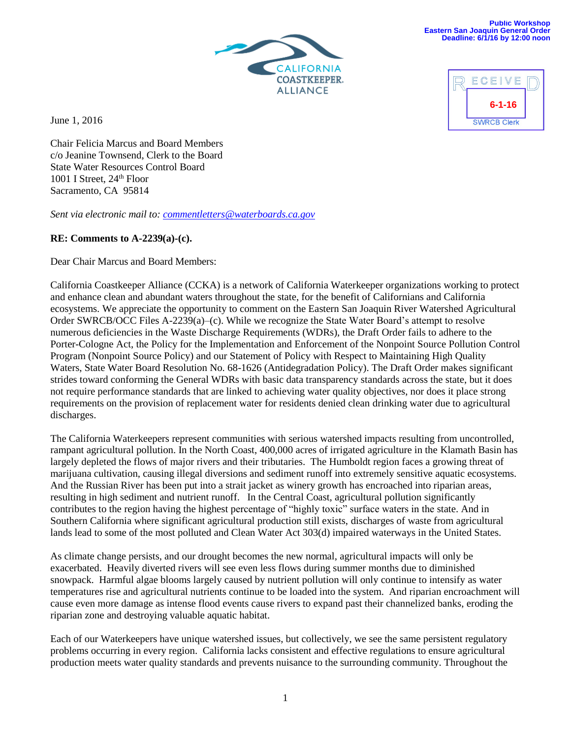Public Workshop
Eastern San Joaquin General Order
Deadline: 6/1/16 by 12:00 noon

CALIFORNIA COASTKEEPER. ALLIANCE

RECEIVED
6-1-16
SWRCB Clerk

June 1, 2016

Chair Felicia Marcus and Board Members
c/o Jeanine Townsend, Clerk to the Board
State Water Resources Control Board
1001 I Street, 24th Floor
Sacramento, CA 95814

*Sent via electronic mail to: commentletters@waterboards.ca.gov*

**RE: Comments to A-2239(a)-(c).**

Dear Chair Marcus and Board Members:

California Coastkeeper Alliance (CCKA) is a network of California Waterkeeper organizations working to protect and enhance clean and abundant waters throughout the state, for the benefit of Californians and California ecosystems. We appreciate the opportunity to comment on the Eastern San Joaquin River Watershed Agricultural Order SWRCB/OCC Files A-2239(a)–(c). While we recognize the State Water Board's attempt to resolve numerous deficiencies in the Waste Discharge Requirements (WDRs), the Draft Order fails to adhere to the Porter-Cologne Act, the Policy for the Implementation and Enforcement of the Nonpoint Source Pollution Control Program (Nonpoint Source Policy) and our Statement of Policy with Respect to Maintaining High Quality Waters, State Water Board Resolution No. 68-1626 (Antidegradation Policy). The Draft Order makes significant strides toward conforming the General WDRs with basic data transparency standards across the state, but it does not require performance standards that are linked to achieving water quality objectives, nor does it place strong requirements on the provision of replacement water for residents denied clean drinking water due to agricultural discharges.

The California Waterkeepers represent communities with serious watershed impacts resulting from uncontrolled, rampant agricultural pollution. In the North Coast, 400,000 acres of irrigated agriculture in the Klamath Basin has largely depleted the flows of major rivers and their tributaries. The Humboldt region faces a growing threat of marijuana cultivation, causing illegal diversions and sediment runoff into extremely sensitive aquatic ecosystems. And the Russian River has been put into a strait jacket as winery growth has encroached into riparian areas, resulting in high sediment and nutrient runoff. In the Central Coast, agricultural pollution significantly contributes to the region having the highest percentage of "highly toxic" surface waters in the state. And in Southern California where significant agricultural production still exists, discharges of waste from agricultural lands lead to some of the most polluted and Clean Water Act 303(d) impaired waterways in the United States.

As climate change persists, and our drought becomes the new normal, agricultural impacts will only be exacerbated. Heavily diverted rivers will see even less flows during summer months due to diminished snowpack. Harmful algae blooms largely caused by nutrient pollution will only continue to intensify as water temperatures rise and agricultural nutrients continue to be loaded into the system. And riparian encroachment will cause even more damage as intense flood events cause rivers to expand past their channelized banks, eroding the riparian zone and destroying valuable aquatic habitat.

Each of our Waterkeepers have unique watershed issues, but collectively, we see the same persistent regulatory problems occurring in every region. California lacks consistent and effective regulations to ensure agricultural production meets water quality standards and prevents nuisance to the surrounding community. Throughout the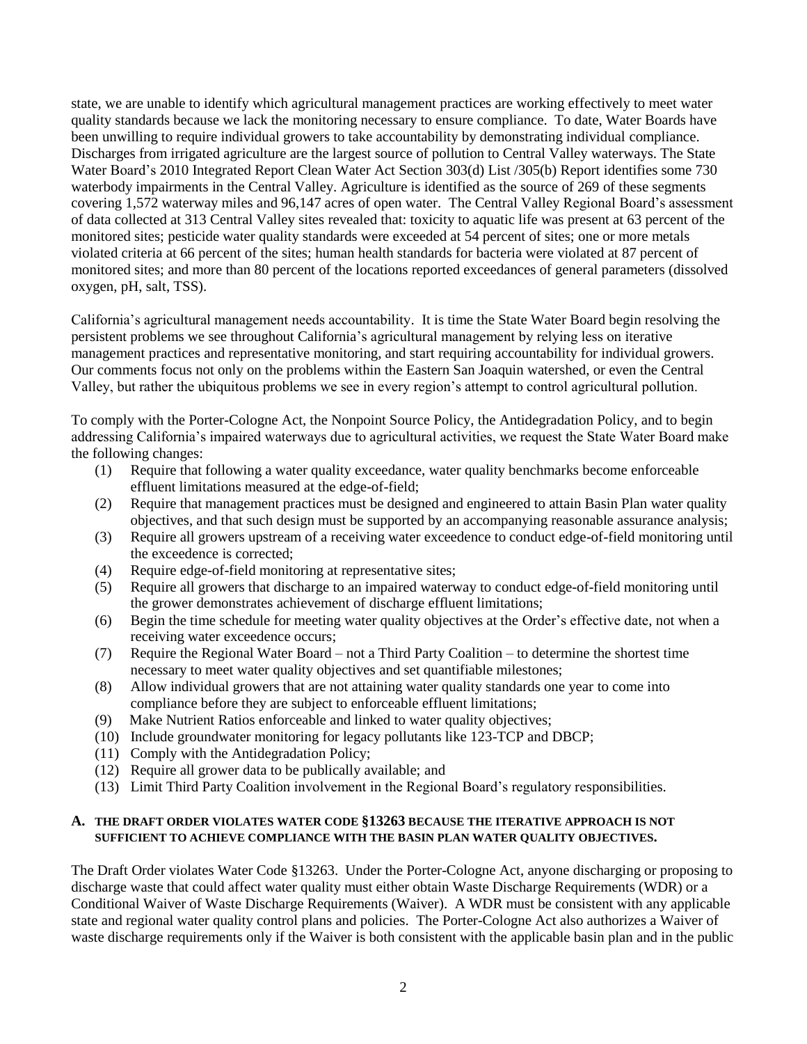state, we are unable to identify which agricultural management practices are working effectively to meet water quality standards because we lack the monitoring necessary to ensure compliance. To date, Water Boards have been unwilling to require individual growers to take accountability by demonstrating individual compliance. Discharges from irrigated agriculture are the largest source of pollution to Central Valley waterways. The State Water Board's 2010 Integrated Report Clean Water Act Section 303(d) List /305(b) Report identifies some 730 waterbody impairments in the Central Valley. Agriculture is identified as the source of 269 of these segments covering 1,572 waterway miles and 96,147 acres of open water. The Central Valley Regional Board's assessment of data collected at 313 Central Valley sites revealed that: toxicity to aquatic life was present at 63 percent of the monitored sites; pesticide water quality standards were exceeded at 54 percent of sites; one or more metals violated criteria at 66 percent of the sites; human health standards for bacteria were violated at 87 percent of monitored sites; and more than 80 percent of the locations reported exceedances of general parameters (dissolved oxygen, pH, salt, TSS).

California's agricultural management needs accountability. It is time the State Water Board begin resolving the persistent problems we see throughout California's agricultural management by relying less on iterative management practices and representative monitoring, and start requiring accountability for individual growers. Our comments focus not only on the problems within the Eastern San Joaquin watershed, or even the Central Valley, but rather the ubiquitous problems we see in every region's attempt to control agricultural pollution.

To comply with the Porter-Cologne Act, the Nonpoint Source Policy, the Antidegradation Policy, and to begin addressing California's impaired waterways due to agricultural activities, we request the State Water Board make the following changes:

(1) Require that following a water quality exceedance, water quality benchmarks become enforceable effluent limitations measured at the edge-of-field;
(2) Require that management practices must be designed and engineered to attain Basin Plan water quality objectives, and that such design must be supported by an accompanying reasonable assurance analysis;
(3) Require all growers upstream of a receiving water exceedence to conduct edge-of-field monitoring until the exceedence is corrected;
(4) Require edge-of-field monitoring at representative sites;
(5) Require all growers that discharge to an impaired waterway to conduct edge-of-field monitoring until the grower demonstrates achievement of discharge effluent limitations;
(6) Begin the time schedule for meeting water quality objectives at the Order's effective date, not when a receiving water exceedence occurs;
(7) Require the Regional Water Board – not a Third Party Coalition – to determine the shortest time necessary to meet water quality objectives and set quantifiable milestones;
(8) Allow individual growers that are not attaining water quality standards one year to come into compliance before they are subject to enforceable effluent limitations;
(9) Make Nutrient Ratios enforceable and linked to water quality objectives;
(10) Include groundwater monitoring for legacy pollutants like 123-TCP and DBCP;
(11) Comply with the Antidegradation Policy;
(12) Require all grower data to be publically available; and
(13) Limit Third Party Coalition involvement in the Regional Board's regulatory responsibilities.

## A. THE DRAFT ORDER VIOLATES WATER CODE §13263 BECAUSE THE ITERATIVE APPROACH IS NOT SUFFICIENT TO ACHIEVE COMPLIANCE WITH THE BASIN PLAN WATER QUALITY OBJECTIVES.

The Draft Order violates Water Code §13263. Under the Porter-Cologne Act, anyone discharging or proposing to discharge waste that could affect water quality must either obtain Waste Discharge Requirements (WDR) or a Conditional Waiver of Waste Discharge Requirements (Waiver). A WDR must be consistent with any applicable state and regional water quality control plans and policies. The Porter-Cologne Act also authorizes a Waiver of waste discharge requirements only if the Waiver is both consistent with the applicable basin plan and in the public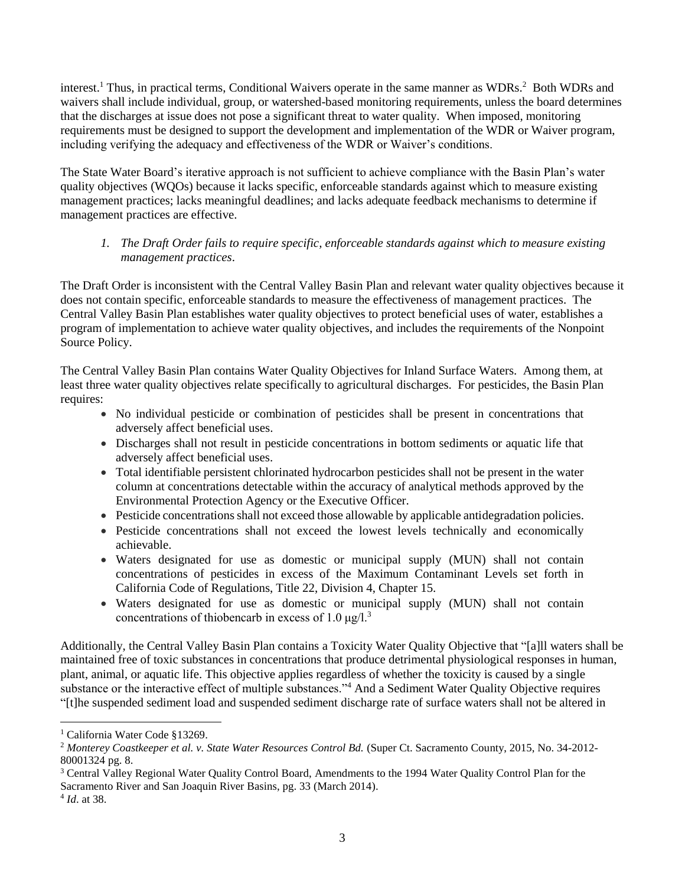interest.[1] Thus, in practical terms, Conditional Waivers operate in the same manner as WDRs.[2] Both WDRs and waivers shall include individual, group, or watershed-based monitoring requirements, unless the board determines that the discharges at issue does not pose a significant threat to water quality. When imposed, monitoring requirements must be designed to support the development and implementation of the WDR or Waiver program, including verifying the adequacy and effectiveness of the WDR or Waiver's conditions.

The State Water Board's iterative approach is not sufficient to achieve compliance with the Basin Plan's water quality objectives (WQOs) because it lacks specific, enforceable standards against which to measure existing management practices; lacks meaningful deadlines; and lacks adequate feedback mechanisms to determine if management practices are effective.

1. *The Draft Order fails to require specific, enforceable standards against which to measure existing management practices.*

The Draft Order is inconsistent with the Central Valley Basin Plan and relevant water quality objectives because it does not contain specific, enforceable standards to measure the effectiveness of management practices. The Central Valley Basin Plan establishes water quality objectives to protect beneficial uses of water, establishes a program of implementation to achieve water quality objectives, and includes the requirements of the Nonpoint Source Policy.

The Central Valley Basin Plan contains Water Quality Objectives for Inland Surface Waters. Among them, at least three water quality objectives relate specifically to agricultural discharges. For pesticides, the Basin Plan requires:

- No individual pesticide or combination of pesticides shall be present in concentrations that adversely affect beneficial uses.
- Discharges shall not result in pesticide concentrations in bottom sediments or aquatic life that adversely affect beneficial uses.
- Total identifiable persistent chlorinated hydrocarbon pesticides shall not be present in the water column at concentrations detectable within the accuracy of analytical methods approved by the Environmental Protection Agency or the Executive Officer.
- Pesticide concentrations shall not exceed those allowable by applicable antidegradation policies.
- Pesticide concentrations shall not exceed the lowest levels technically and economically achievable.
- Waters designated for use as domestic or municipal supply (MUN) shall not contain concentrations of pesticides in excess of the Maximum Contaminant Levels set forth in California Code of Regulations, Title 22, Division 4, Chapter 15.
- Waters designated for use as domestic or municipal supply (MUN) shall not contain concentrations of thiobencarb in excess of 1.0 μg/l.[3]

Additionally, the Central Valley Basin Plan contains a Toxicity Water Quality Objective that "[a]ll waters shall be maintained free of toxic substances in concentrations that produce detrimental physiological responses in human, plant, animal, or aquatic life. This objective applies regardless of whether the toxicity is caused by a single substance or the interactive effect of multiple substances."[4] And a Sediment Water Quality Objective requires "[t]he suspended sediment load and suspended sediment discharge rate of surface waters shall not be altered in

---

[1] California Water Code §13269.

[2] *Monterey Coastkeeper et al. v. State Water Resources Control Bd.* (Super Ct. Sacramento County, 2015, No. 34-2012-80001324 pg. 8.

[3] Central Valley Regional Water Quality Control Board, Amendments to the 1994 Water Quality Control Plan for the Sacramento River and San Joaquin River Basins, pg. 33 (March 2014).

[4] *Id*. at 38.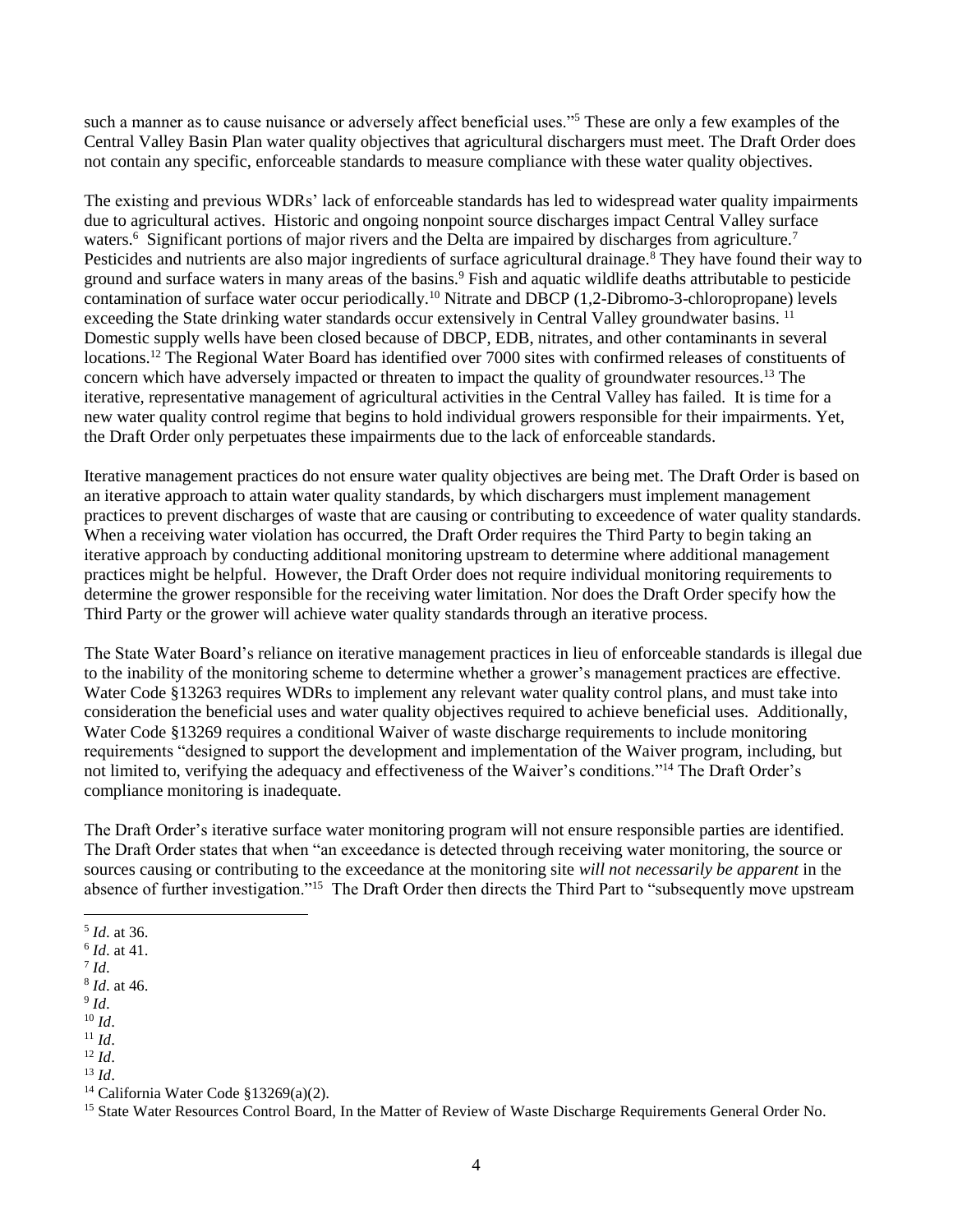such a manner as to cause nuisance or adversely affect beneficial uses."[5] These are only a few examples of the Central Valley Basin Plan water quality objectives that agricultural dischargers must meet. The Draft Order does not contain any specific, enforceable standards to measure compliance with these water quality objectives.

The existing and previous WDRs' lack of enforceable standards has led to widespread water quality impairments due to agricultural actives. Historic and ongoing nonpoint source discharges impact Central Valley surface waters.[6] Significant portions of major rivers and the Delta are impaired by discharges from agriculture.[7] Pesticides and nutrients are also major ingredients of surface agricultural drainage.[8] They have found their way to ground and surface waters in many areas of the basins.[9] Fish and aquatic wildlife deaths attributable to pesticide contamination of surface water occur periodically.[10] Nitrate and DBCP (1,2-Dibromo-3-chloropropane) levels exceeding the State drinking water standards occur extensively in Central Valley groundwater basins.[11] Domestic supply wells have been closed because of DBCP, EDB, nitrates, and other contaminants in several locations.[12] The Regional Water Board has identified over 7000 sites with confirmed releases of constituents of concern which have adversely impacted or threaten to impact the quality of groundwater resources.[13] The iterative, representative management of agricultural activities in the Central Valley has failed. It is time for a new water quality control regime that begins to hold individual growers responsible for their impairments. Yet, the Draft Order only perpetuates these impairments due to the lack of enforceable standards.

Iterative management practices do not ensure water quality objectives are being met. The Draft Order is based on an iterative approach to attain water quality standards, by which dischargers must implement management practices to prevent discharges of waste that are causing or contributing to exceedence of water quality standards. When a receiving water violation has occurred, the Draft Order requires the Third Party to begin taking an iterative approach by conducting additional monitoring upstream to determine where additional management practices might be helpful. However, the Draft Order does not require individual monitoring requirements to determine the grower responsible for the receiving water limitation. Nor does the Draft Order specify how the Third Party or the grower will achieve water quality standards through an iterative process.

The State Water Board's reliance on iterative management practices in lieu of enforceable standards is illegal due to the inability of the monitoring scheme to determine whether a grower's management practices are effective. Water Code §13263 requires WDRs to implement any relevant water quality control plans, and must take into consideration the beneficial uses and water quality objectives required to achieve beneficial uses. Additionally, Water Code §13269 requires a conditional Waiver of waste discharge requirements to include monitoring requirements "designed to support the development and implementation of the Waiver program, including, but not limited to, verifying the adequacy and effectiveness of the Waiver's conditions."[14] The Draft Order's compliance monitoring is inadequate.

The Draft Order's iterative surface water monitoring program will not ensure responsible parties are identified. The Draft Order states that when "an exceedance is detected through receiving water monitoring, the source or sources causing or contributing to the exceedance at the monitoring site *will not necessarily be apparent* in the absence of further investigation."[15] The Draft Order then directs the Third Part to "subsequently move upstream

---

[5] *Id*. at 36.
[6] *Id*. at 41.
[7] *Id*.
[8] *Id*. at 46.
[9] *Id*.
[10] *Id*.
[11] *Id*.
[12] *Id*.
[13] *Id*.
[14] California Water Code §13269(a)(2).
[15] State Water Resources Control Board, In the Matter of Review of Waste Discharge Requirements General Order No.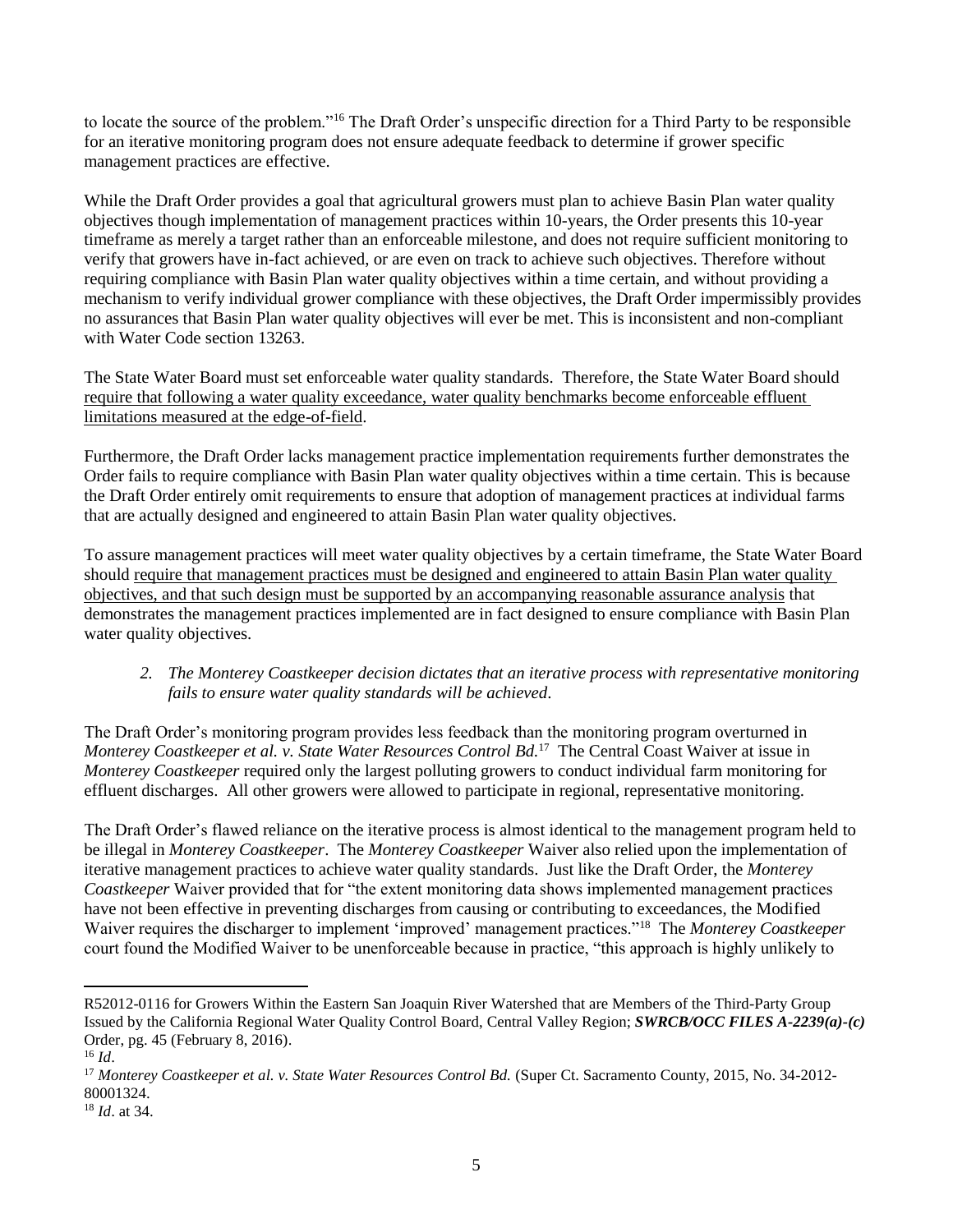to locate the source of the problem."[16] The Draft Order's unspecific direction for a Third Party to be responsible for an iterative monitoring program does not ensure adequate feedback to determine if grower specific management practices are effective.

While the Draft Order provides a goal that agricultural growers must plan to achieve Basin Plan water quality objectives though implementation of management practices within 10-years, the Order presents this 10-year timeframe as merely a target rather than an enforceable milestone, and does not require sufficient monitoring to verify that growers have in-fact achieved, or are even on track to achieve such objectives. Therefore without requiring compliance with Basin Plan water quality objectives within a time certain, and without providing a mechanism to verify individual grower compliance with these objectives, the Draft Order impermissibly provides no assurances that Basin Plan water quality objectives will ever be met. This is inconsistent and non-compliant with Water Code section 13263.

The State Water Board must set enforceable water quality standards. Therefore, the State Water Board should <u>require that following a water quality exceedance, water quality benchmarks become enforceable effluent limitations measured at the edge-of-field</u>.

Furthermore, the Draft Order lacks management practice implementation requirements further demonstrates the Order fails to require compliance with Basin Plan water quality objectives within a time certain. This is because the Draft Order entirely omit requirements to ensure that adoption of management practices at individual farms that are actually designed and engineered to attain Basin Plan water quality objectives.

To assure management practices will meet water quality objectives by a certain timeframe, the State Water Board should <u>require that management practices must be designed and engineered to attain Basin Plan water quality objectives, and that such design must be supported by an accompanying reasonable assurance analysis</u> that demonstrates the management practices implemented are in fact designed to ensure compliance with Basin Plan water quality objectives.

2. *The Monterey Coastkeeper decision dictates that an iterative process with representative monitoring fails to ensure water quality standards will be achieved*.

The Draft Order's monitoring program provides less feedback than the monitoring program overturned in *Monterey Coastkeeper et al. v. State Water Resources Control Bd.*[17] The Central Coast Waiver at issue in *Monterey Coastkeeper* required only the largest polluting growers to conduct individual farm monitoring for effluent discharges. All other growers were allowed to participate in regional, representative monitoring.

The Draft Order's flawed reliance on the iterative process is almost identical to the management program held to be illegal in *Monterey Coastkeeper*. The *Monterey Coastkeeper* Waiver also relied upon the implementation of iterative management practices to achieve water quality standards. Just like the Draft Order, the *Monterey Coastkeeper* Waiver provided that for "the extent monitoring data shows implemented management practices have not been effective in preventing discharges from causing or contributing to exceedances, the Modified Waiver requires the discharger to implement 'improved' management practices."[18] The *Monterey Coastkeeper* court found the Modified Waiver to be unenforceable because in practice, "this approach is highly unlikely to

---

R52012-0116 for Growers Within the Eastern San Joaquin River Watershed that are Members of the Third-Party Group Issued by the California Regional Water Quality Control Board, Central Valley Region; ***SWRCB/OCC FILES A-2239(a)-(c)*** Order, pg. 45 (February 8, 2016).

[16] *Id*.

[17] *Monterey Coastkeeper et al. v. State Water Resources Control Bd.* (Super Ct. Sacramento County, 2015, No. 34-2012-80001324.

[18] *Id*. at 34.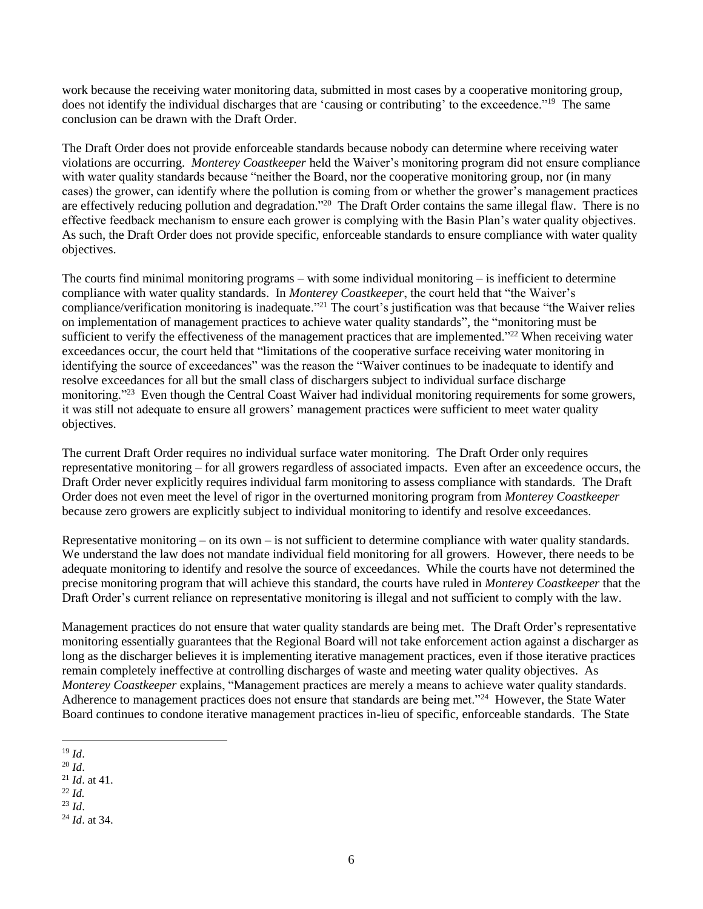work because the receiving water monitoring data, submitted in most cases by a cooperative monitoring group, does not identify the individual discharges that are 'causing or contributing' to the exceedence."[19] The same conclusion can be drawn with the Draft Order.

The Draft Order does not provide enforceable standards because nobody can determine where receiving water violations are occurring. *Monterey Coastkeeper* held the Waiver's monitoring program did not ensure compliance with water quality standards because "neither the Board, nor the cooperative monitoring group, nor (in many cases) the grower, can identify where the pollution is coming from or whether the grower's management practices are effectively reducing pollution and degradation."[20] The Draft Order contains the same illegal flaw. There is no effective feedback mechanism to ensure each grower is complying with the Basin Plan's water quality objectives. As such, the Draft Order does not provide specific, enforceable standards to ensure compliance with water quality objectives.

The courts find minimal monitoring programs – with some individual monitoring – is inefficient to determine compliance with water quality standards. In *Monterey Coastkeeper*, the court held that "the Waiver's compliance/verification monitoring is inadequate."[21] The court's justification was that because "the Waiver relies on implementation of management practices to achieve water quality standards", the "monitoring must be sufficient to verify the effectiveness of the management practices that are implemented."[22] When receiving water exceedances occur, the court held that "limitations of the cooperative surface receiving water monitoring in identifying the source of exceedances" was the reason the "Waiver continues to be inadequate to identify and resolve exceedances for all but the small class of dischargers subject to individual surface discharge monitoring."[23] Even though the Central Coast Waiver had individual monitoring requirements for some growers, it was still not adequate to ensure all growers' management practices were sufficient to meet water quality objectives.

The current Draft Order requires no individual surface water monitoring. The Draft Order only requires representative monitoring – for all growers regardless of associated impacts. Even after an exceedence occurs, the Draft Order never explicitly requires individual farm monitoring to assess compliance with standards. The Draft Order does not even meet the level of rigor in the overturned monitoring program from *Monterey Coastkeeper* because zero growers are explicitly subject to individual monitoring to identify and resolve exceedances.

Representative monitoring – on its own – is not sufficient to determine compliance with water quality standards. We understand the law does not mandate individual field monitoring for all growers. However, there needs to be adequate monitoring to identify and resolve the source of exceedances. While the courts have not determined the precise monitoring program that will achieve this standard, the courts have ruled in *Monterey Coastkeeper* that the Draft Order's current reliance on representative monitoring is illegal and not sufficient to comply with the law.

Management practices do not ensure that water quality standards are being met. The Draft Order's representative monitoring essentially guarantees that the Regional Board will not take enforcement action against a discharger as long as the discharger believes it is implementing iterative management practices, even if those iterative practices remain completely ineffective at controlling discharges of waste and meeting water quality objectives. As *Monterey Coastkeeper* explains, "Management practices are merely a means to achieve water quality standards. Adherence to management practices does not ensure that standards are being met."[24] However, the State Water Board continues to condone iterative management practices in-lieu of specific, enforceable standards. The State

---

[19] *Id*.

[20] *Id*.

[21] *Id*. at 41.

[22] *Id.*

[23] *Id*.

[24] *Id*. at 34.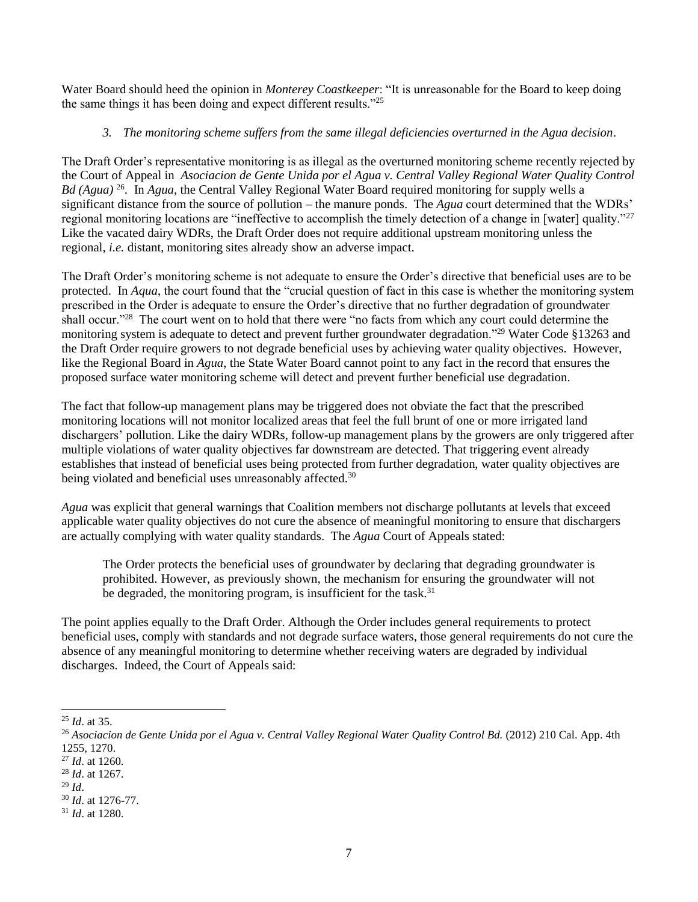Water Board should heed the opinion in *Monterey Coastkeeper*: "It is unreasonable for the Board to keep doing the same things it has been doing and expect different results."[25]

*3. The monitoring scheme suffers from the same illegal deficiencies overturned in the Agua decision*.

The Draft Order's representative monitoring is as illegal as the overturned monitoring scheme recently rejected by the Court of Appeal in *Asociacion de Gente Unida por el Agua v. Central Valley Regional Water Quality Control Bd (Agua)*[26]. In *Agua*, the Central Valley Regional Water Board required monitoring for supply wells a significant distance from the source of pollution – the manure ponds. The *Agua* court determined that the WDRs' regional monitoring locations are "ineffective to accomplish the timely detection of a change in [water] quality."[27] Like the vacated dairy WDRs, the Draft Order does not require additional upstream monitoring unless the regional, *i.e.* distant, monitoring sites already show an adverse impact.

The Draft Order's monitoring scheme is not adequate to ensure the Order's directive that beneficial uses are to be protected. In *Aqua*, the court found that the "crucial question of fact in this case is whether the monitoring system prescribed in the Order is adequate to ensure the Order's directive that no further degradation of groundwater shall occur."[28] The court went on to hold that there were "no facts from which any court could determine the monitoring system is adequate to detect and prevent further groundwater degradation."[29] Water Code §13263 and the Draft Order require growers to not degrade beneficial uses by achieving water quality objectives. However, like the Regional Board in *Agua*, the State Water Board cannot point to any fact in the record that ensures the proposed surface water monitoring scheme will detect and prevent further beneficial use degradation.

The fact that follow-up management plans may be triggered does not obviate the fact that the prescribed monitoring locations will not monitor localized areas that feel the full brunt of one or more irrigated land dischargers' pollution. Like the dairy WDRs, follow-up management plans by the growers are only triggered after multiple violations of water quality objectives far downstream are detected. That triggering event already establishes that instead of beneficial uses being protected from further degradation, water quality objectives are being violated and beneficial uses unreasonably affected.[30]

*Agua* was explicit that general warnings that Coalition members not discharge pollutants at levels that exceed applicable water quality objectives do not cure the absence of meaningful monitoring to ensure that dischargers are actually complying with water quality standards. The *Agua* Court of Appeals stated:

> The Order protects the beneficial uses of groundwater by declaring that degrading groundwater is prohibited. However, as previously shown, the mechanism for ensuring the groundwater will not be degraded, the monitoring program, is insufficient for the task.[31]

The point applies equally to the Draft Order. Although the Order includes general requirements to protect beneficial uses, comply with standards and not degrade surface waters, those general requirements do not cure the absence of any meaningful monitoring to determine whether receiving waters are degraded by individual discharges. Indeed, the Court of Appeals said:

---

[25] *Id*. at 35.

[26] *Asociacion de Gente Unida por el Agua v. Central Valley Regional Water Quality Control Bd.* (2012) 210 Cal. App. 4th 1255, 1270.

[27] *Id*. at 1260.

[28] *Id*. at 1267.

[29] *Id*.

[30] *Id*. at 1276-77.

[31] *Id*. at 1280.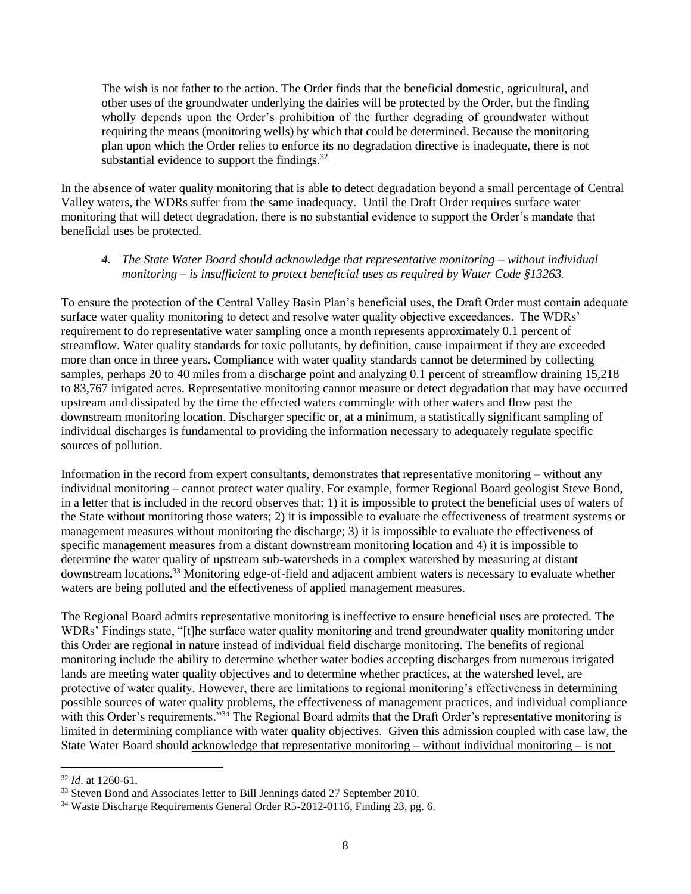> The wish is not father to the action. The Order finds that the beneficial domestic, agricultural, and other uses of the groundwater underlying the dairies will be protected by the Order, but the finding wholly depends upon the Order's prohibition of the further degrading of groundwater without requiring the means (monitoring wells) by which that could be determined. Because the monitoring plan upon which the Order relies to enforce its no degradation directive is inadequate, there is not substantial evidence to support the findings.[32]

In the absence of water quality monitoring that is able to detect degradation beyond a small percentage of Central Valley waters, the WDRs suffer from the same inadequacy. Until the Draft Order requires surface water monitoring that will detect degradation, there is no substantial evidence to support the Order's mandate that beneficial uses be protected.

*4. The State Water Board should acknowledge that representative monitoring – without individual monitoring – is insufficient to protect beneficial uses as required by Water Code §13263.*

To ensure the protection of the Central Valley Basin Plan's beneficial uses, the Draft Order must contain adequate surface water quality monitoring to detect and resolve water quality objective exceedances. The WDRs' requirement to do representative water sampling once a month represents approximately 0.1 percent of streamflow. Water quality standards for toxic pollutants, by definition, cause impairment if they are exceeded more than once in three years. Compliance with water quality standards cannot be determined by collecting samples, perhaps 20 to 40 miles from a discharge point and analyzing 0.1 percent of streamflow draining 15,218 to 83,767 irrigated acres. Representative monitoring cannot measure or detect degradation that may have occurred upstream and dissipated by the time the effected waters commingle with other waters and flow past the downstream monitoring location. Discharger specific or, at a minimum, a statistically significant sampling of individual discharges is fundamental to providing the information necessary to adequately regulate specific sources of pollution.

Information in the record from expert consultants, demonstrates that representative monitoring – without any individual monitoring – cannot protect water quality. For example, former Regional Board geologist Steve Bond, in a letter that is included in the record observes that: 1) it is impossible to protect the beneficial uses of waters of the State without monitoring those waters; 2) it is impossible to evaluate the effectiveness of treatment systems or management measures without monitoring the discharge; 3) it is impossible to evaluate the effectiveness of specific management measures from a distant downstream monitoring location and 4) it is impossible to determine the water quality of upstream sub-watersheds in a complex watershed by measuring at distant downstream locations.[33] Monitoring edge-of-field and adjacent ambient waters is necessary to evaluate whether waters are being polluted and the effectiveness of applied management measures.

The Regional Board admits representative monitoring is ineffective to ensure beneficial uses are protected. The WDRs' Findings state, "[t]he surface water quality monitoring and trend groundwater quality monitoring under this Order are regional in nature instead of individual field discharge monitoring. The benefits of regional monitoring include the ability to determine whether water bodies accepting discharges from numerous irrigated lands are meeting water quality objectives and to determine whether practices, at the watershed level, are protective of water quality. However, there are limitations to regional monitoring's effectiveness in determining possible sources of water quality problems, the effectiveness of management practices, and individual compliance with this Order's requirements."[34] The Regional Board admits that the Draft Order's representative monitoring is limited in determining compliance with water quality objectives. Given this admission coupled with case law, the State Water Board should <u>acknowledge that representative monitoring – without individual monitoring – is not</u>

---

[32] *Id*. at 1260-61.

[33] Steven Bond and Associates letter to Bill Jennings dated 27 September 2010.

[34] Waste Discharge Requirements General Order R5-2012-0116, Finding 23, pg. 6.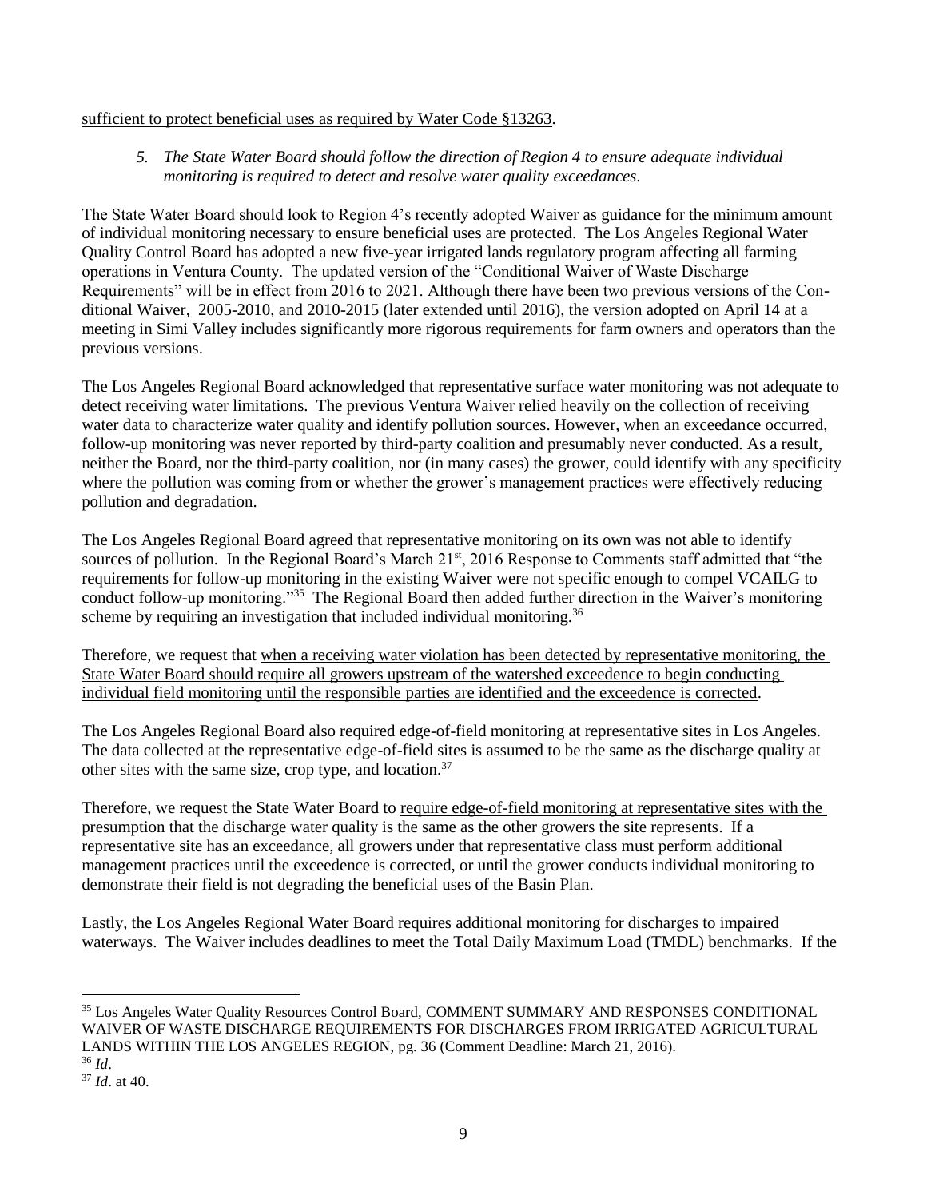sufficient to protect beneficial uses as required by Water Code §13263.

*5. The State Water Board should follow the direction of Region 4 to ensure adequate individual monitoring is required to detect and resolve water quality exceedances.*

The State Water Board should look to Region 4's recently adopted Waiver as guidance for the minimum amount of individual monitoring necessary to ensure beneficial uses are protected. The Los Angeles Regional Water Quality Control Board has adopted a new five-year irrigated lands regulatory program affecting all farming operations in Ventura County. The updated version of the "Conditional Waiver of Waste Discharge Requirements" will be in effect from 2016 to 2021. Although there have been two previous versions of the Conditional Waiver, 2005-2010, and 2010-2015 (later extended until 2016), the version adopted on April 14 at a meeting in Simi Valley includes significantly more rigorous requirements for farm owners and operators than the previous versions.

The Los Angeles Regional Board acknowledged that representative surface water monitoring was not adequate to detect receiving water limitations. The previous Ventura Waiver relied heavily on the collection of receiving water data to characterize water quality and identify pollution sources. However, when an exceedance occurred, follow-up monitoring was never reported by third-party coalition and presumably never conducted. As a result, neither the Board, nor the third-party coalition, nor (in many cases) the grower, could identify with any specificity where the pollution was coming from or whether the grower's management practices were effectively reducing pollution and degradation.

The Los Angeles Regional Board agreed that representative monitoring on its own was not able to identify sources of pollution. In the Regional Board's March 21st, 2016 Response to Comments staff admitted that "the requirements for follow-up monitoring in the existing Waiver were not specific enough to compel VCAILG to conduct follow-up monitoring."[35] The Regional Board then added further direction in the Waiver's monitoring scheme by requiring an investigation that included individual monitoring.[36]

Therefore, we request that when a receiving water violation has been detected by representative monitoring, the State Water Board should require all growers upstream of the watershed exceedence to begin conducting individual field monitoring until the responsible parties are identified and the exceedence is corrected.

The Los Angeles Regional Board also required edge-of-field monitoring at representative sites in Los Angeles. The data collected at the representative edge-of-field sites is assumed to be the same as the discharge quality at other sites with the same size, crop type, and location.[37]

Therefore, we request the State Water Board to require edge-of-field monitoring at representative sites with the presumption that the discharge water quality is the same as the other growers the site represents. If a representative site has an exceedance, all growers under that representative class must perform additional management practices until the exceedence is corrected, or until the grower conducts individual monitoring to demonstrate their field is not degrading the beneficial uses of the Basin Plan.

Lastly, the Los Angeles Regional Water Board requires additional monitoring for discharges to impaired waterways. The Waiver includes deadlines to meet the Total Daily Maximum Load (TMDL) benchmarks. If the

---

[35] Los Angeles Water Quality Resources Control Board, COMMENT SUMMARY AND RESPONSES CONDITIONAL WAIVER OF WASTE DISCHARGE REQUIREMENTS FOR DISCHARGES FROM IRRIGATED AGRICULTURAL LANDS WITHIN THE LOS ANGELES REGION, pg. 36 (Comment Deadline: March 21, 2016).

[36] *Id*.

[37] *Id*. at 40.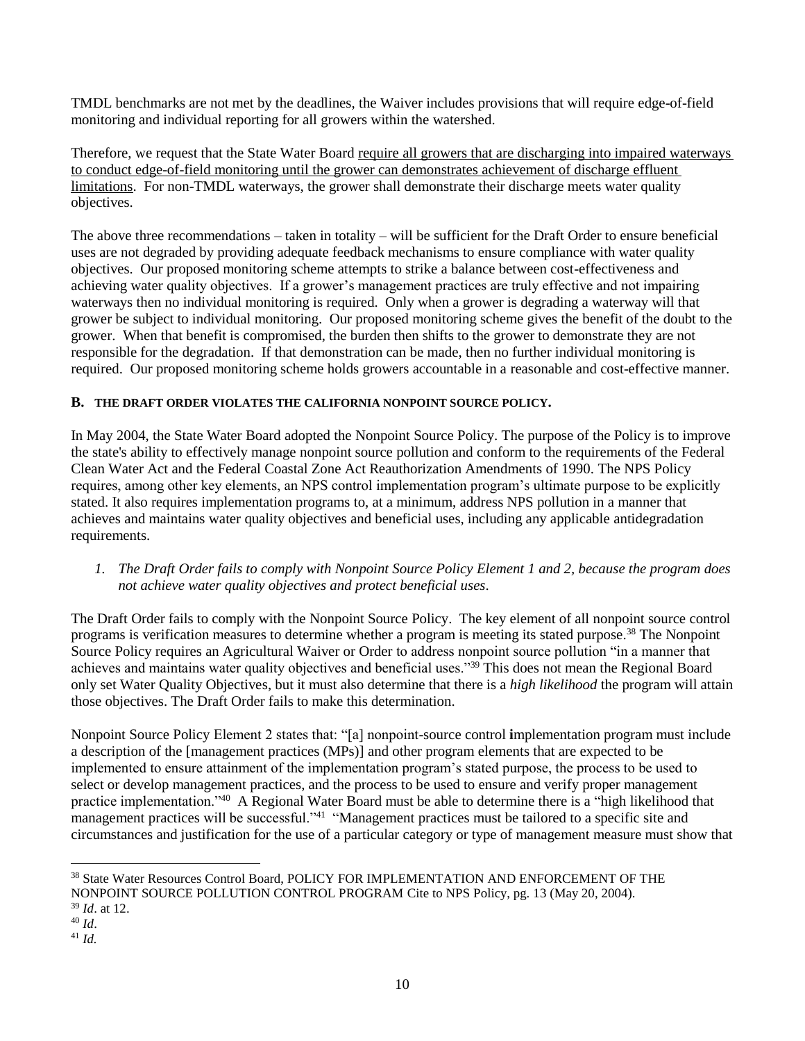TMDL benchmarks are not met by the deadlines, the Waiver includes provisions that will require edge-of-field monitoring and individual reporting for all growers within the watershed.

Therefore, we request that the State Water Board <u>require all growers that are discharging into impaired waterways to conduct edge-of-field monitoring until the grower can demonstrates achievement of discharge effluent limitations</u>. For non-TMDL waterways, the grower shall demonstrate their discharge meets water quality objectives.

The above three recommendations – taken in totality – will be sufficient for the Draft Order to ensure beneficial uses are not degraded by providing adequate feedback mechanisms to ensure compliance with water quality objectives. Our proposed monitoring scheme attempts to strike a balance between cost-effectiveness and achieving water quality objectives. If a grower's management practices are truly effective and not impairing waterways then no individual monitoring is required. Only when a grower is degrading a waterway will that grower be subject to individual monitoring. Our proposed monitoring scheme gives the benefit of the doubt to the grower. When that benefit is compromised, the burden then shifts to the grower to demonstrate they are not responsible for the degradation. If that demonstration can be made, then no further individual monitoring is required. Our proposed monitoring scheme holds growers accountable in a reasonable and cost-effective manner.

### B. THE DRAFT ORDER VIOLATES THE CALIFORNIA NONPOINT SOURCE POLICY.

In May 2004, the State Water Board adopted the Nonpoint Source Policy. The purpose of the Policy is to improve the state's ability to effectively manage nonpoint source pollution and conform to the requirements of the Federal Clean Water Act and the Federal Coastal Zone Act Reauthorization Amendments of 1990. The NPS Policy requires, among other key elements, an NPS control implementation program's ultimate purpose to be explicitly stated. It also requires implementation programs to, at a minimum, address NPS pollution in a manner that achieves and maintains water quality objectives and beneficial uses, including any applicable antidegradation requirements.

1. *The Draft Order fails to comply with Nonpoint Source Policy Element 1 and 2, because the program does not achieve water quality objectives and protect beneficial uses.*

The Draft Order fails to comply with the Nonpoint Source Policy. The key element of all nonpoint source control programs is verification measures to determine whether a program is meeting its stated purpose.[38] The Nonpoint Source Policy requires an Agricultural Waiver or Order to address nonpoint source pollution "in a manner that achieves and maintains water quality objectives and beneficial uses."[39] This does not mean the Regional Board only set Water Quality Objectives, but it must also determine that there is a *high likelihood* the program will attain those objectives. The Draft Order fails to make this determination.

Nonpoint Source Policy Element 2 states that: "[a] nonpoint-source control **i**mplementation program must include a description of the [management practices (MPs)] and other program elements that are expected to be implemented to ensure attainment of the implementation program's stated purpose, the process to be used to select or develop management practices, and the process to be used to ensure and verify proper management practice implementation."[40] A Regional Water Board must be able to determine there is a "high likelihood that management practices will be successful."[41] "Management practices must be tailored to a specific site and circumstances and justification for the use of a particular category or type of management measure must show that

---

[38] State Water Resources Control Board, POLICY FOR IMPLEMENTATION AND ENFORCEMENT OF THE NONPOINT SOURCE POLLUTION CONTROL PROGRAM Cite to NPS Policy, pg. 13 (May 20, 2004).

[39] *Id*. at 12.

[40] *Id*.

[41] *Id.*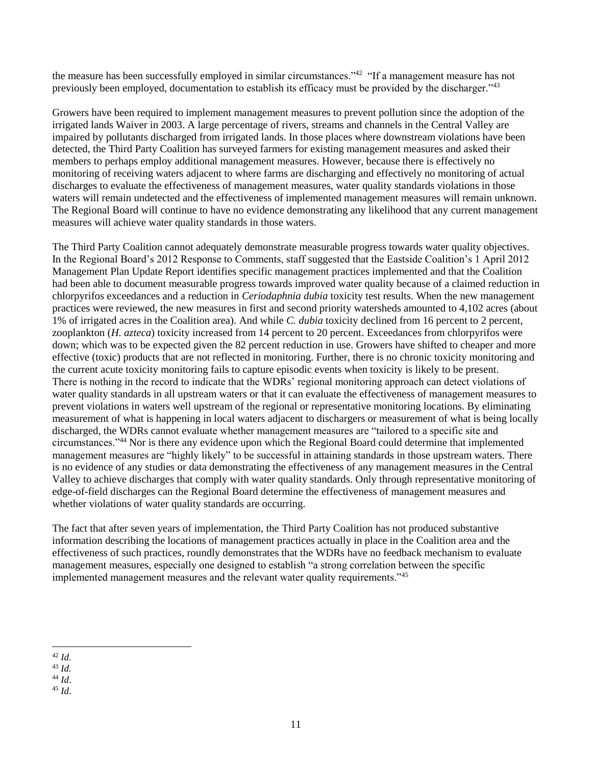the measure has been successfully employed in similar circumstances."[42] "If a management measure has not previously been employed, documentation to establish its efficacy must be provided by the discharger."[43]

Growers have been required to implement management measures to prevent pollution since the adoption of the irrigated lands Waiver in 2003. A large percentage of rivers, streams and channels in the Central Valley are impaired by pollutants discharged from irrigated lands. In those places where downstream violations have been detected, the Third Party Coalition has surveyed farmers for existing management measures and asked their members to perhaps employ additional management measures. However, because there is effectively no monitoring of receiving waters adjacent to where farms are discharging and effectively no monitoring of actual discharges to evaluate the effectiveness of management measures, water quality standards violations in those waters will remain undetected and the effectiveness of implemented management measures will remain unknown. The Regional Board will continue to have no evidence demonstrating any likelihood that any current management measures will achieve water quality standards in those waters.

The Third Party Coalition cannot adequately demonstrate measurable progress towards water quality objectives. In the Regional Board's 2012 Response to Comments, staff suggested that the Eastside Coalition's 1 April 2012 Management Plan Update Report identifies specific management practices implemented and that the Coalition had been able to document measurable progress towards improved water quality because of a claimed reduction in chlorpyrifos exceedances and a reduction in *Ceriodaphnia dubia* toxicity test results. When the new management practices were reviewed, the new measures in first and second priority watersheds amounted to 4,102 acres (about 1% of irrigated acres in the Coalition area). And while *C. dubia* toxicity declined from 16 percent to 2 percent, zooplankton (*H. azteca*) toxicity increased from 14 percent to 20 percent. Exceedances from chlorpyrifos were down; which was to be expected given the 82 percent reduction in use. Growers have shifted to cheaper and more effective (toxic) products that are not reflected in monitoring. Further, there is no chronic toxicity monitoring and the current acute toxicity monitoring fails to capture episodic events when toxicity is likely to be present. There is nothing in the record to indicate that the WDRs' regional monitoring approach can detect violations of water quality standards in all upstream waters or that it can evaluate the effectiveness of management measures to prevent violations in waters well upstream of the regional or representative monitoring locations. By eliminating measurement of what is happening in local waters adjacent to dischargers or measurement of what is being locally discharged, the WDRs cannot evaluate whether management measures are "tailored to a specific site and circumstances."[44] Nor is there any evidence upon which the Regional Board could determine that implemented management measures are "highly likely" to be successful in attaining standards in those upstream waters. There is no evidence of any studies or data demonstrating the effectiveness of any management measures in the Central Valley to achieve discharges that comply with water quality standards. Only through representative monitoring of edge-of-field discharges can the Regional Board determine the effectiveness of management measures and whether violations of water quality standards are occurring.

The fact that after seven years of implementation, the Third Party Coalition has not produced substantive information describing the locations of management practices actually in place in the Coalition area and the effectiveness of such practices, roundly demonstrates that the WDRs have no feedback mechanism to evaluate management measures, especially one designed to establish "a strong correlation between the specific implemented management measures and the relevant water quality requirements."[45]

---

[42] *Id.*
[43] *Id.*
[44] *Id*.
[45] *Id*.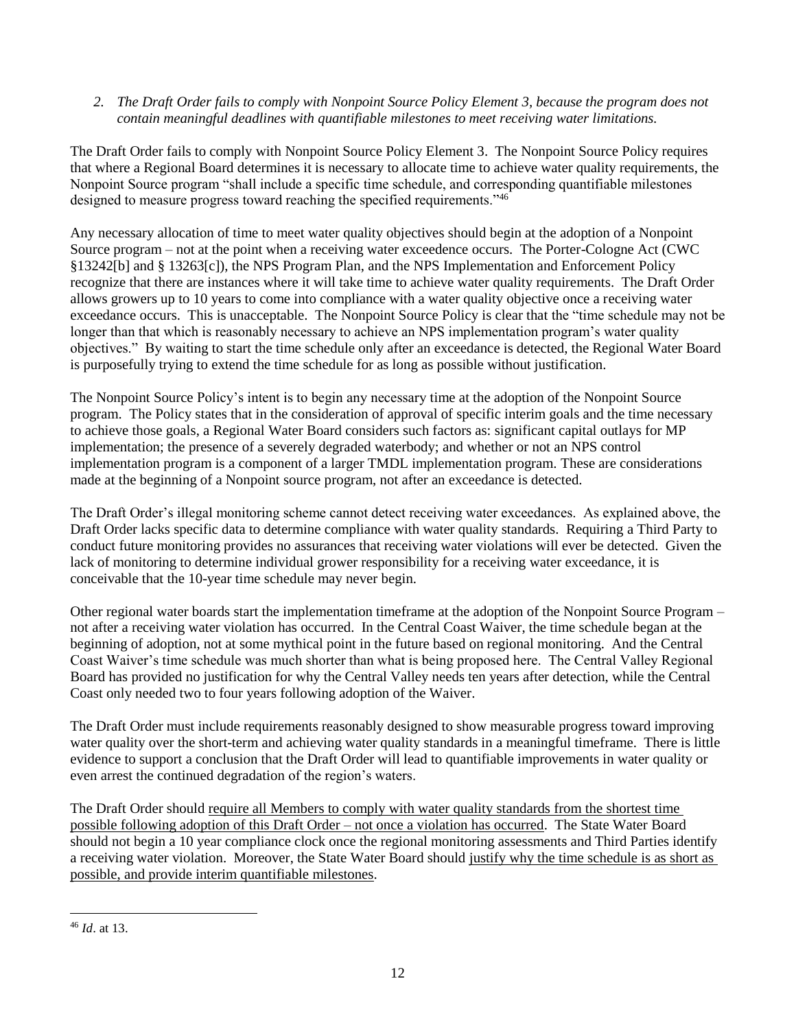*2. The Draft Order fails to comply with Nonpoint Source Policy Element 3, because the program does not contain meaningful deadlines with quantifiable milestones to meet receiving water limitations.*

The Draft Order fails to comply with Nonpoint Source Policy Element 3. The Nonpoint Source Policy requires that where a Regional Board determines it is necessary to allocate time to achieve water quality requirements, the Nonpoint Source program "shall include a specific time schedule, and corresponding quantifiable milestones designed to measure progress toward reaching the specified requirements."[46]

Any necessary allocation of time to meet water quality objectives should begin at the adoption of a Nonpoint Source program – not at the point when a receiving water exceedence occurs. The Porter-Cologne Act (CWC §13242[b] and § 13263[c]), the NPS Program Plan, and the NPS Implementation and Enforcement Policy recognize that there are instances where it will take time to achieve water quality requirements. The Draft Order allows growers up to 10 years to come into compliance with a water quality objective once a receiving water exceedance occurs. This is unacceptable. The Nonpoint Source Policy is clear that the "time schedule may not be longer than that which is reasonably necessary to achieve an NPS implementation program's water quality objectives." By waiting to start the time schedule only after an exceedance is detected, the Regional Water Board is purposefully trying to extend the time schedule for as long as possible without justification.

The Nonpoint Source Policy's intent is to begin any necessary time at the adoption of the Nonpoint Source program. The Policy states that in the consideration of approval of specific interim goals and the time necessary to achieve those goals, a Regional Water Board considers such factors as: significant capital outlays for MP implementation; the presence of a severely degraded waterbody; and whether or not an NPS control implementation program is a component of a larger TMDL implementation program. These are considerations made at the beginning of a Nonpoint source program, not after an exceedance is detected.

The Draft Order's illegal monitoring scheme cannot detect receiving water exceedances. As explained above, the Draft Order lacks specific data to determine compliance with water quality standards. Requiring a Third Party to conduct future monitoring provides no assurances that receiving water violations will ever be detected. Given the lack of monitoring to determine individual grower responsibility for a receiving water exceedance, it is conceivable that the 10-year time schedule may never begin.

Other regional water boards start the implementation timeframe at the adoption of the Nonpoint Source Program – not after a receiving water violation has occurred. In the Central Coast Waiver, the time schedule began at the beginning of adoption, not at some mythical point in the future based on regional monitoring. And the Central Coast Waiver's time schedule was much shorter than what is being proposed here. The Central Valley Regional Board has provided no justification for why the Central Valley needs ten years after detection, while the Central Coast only needed two to four years following adoption of the Waiver.

The Draft Order must include requirements reasonably designed to show measurable progress toward improving water quality over the short-term and achieving water quality standards in a meaningful timeframe. There is little evidence to support a conclusion that the Draft Order will lead to quantifiable improvements in water quality or even arrest the continued degradation of the region's waters.

The Draft Order should <u>require all Members to comply with water quality standards from the shortest time possible following adoption of this Draft Order – not once a violation has occurred</u>. The State Water Board should not begin a 10 year compliance clock once the regional monitoring assessments and Third Parties identify a receiving water violation. Moreover, the State Water Board should <u>justify why the time schedule is as short as possible, and provide interim quantifiable milestones</u>.

---

[46] *Id*. at 13.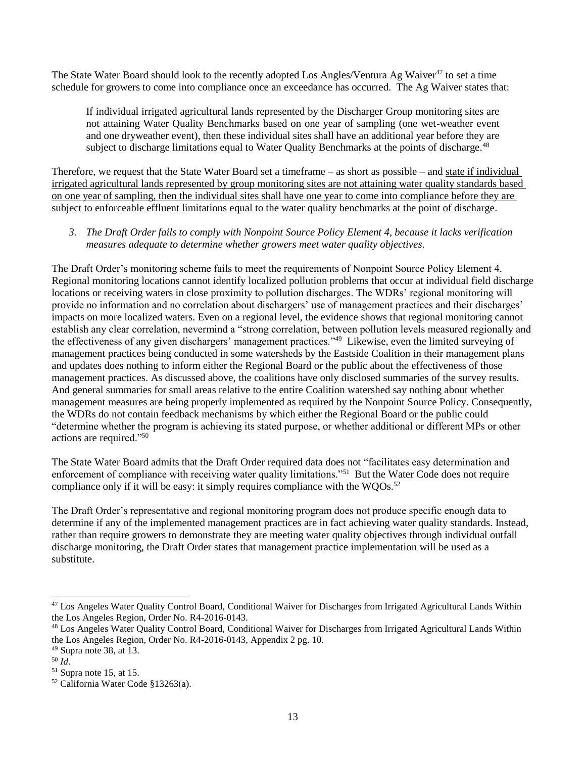The State Water Board should look to the recently adopted Los Angles/Ventura Ag Waiver[47] to set a time schedule for growers to come into compliance once an exceedance has occurred. The Ag Waiver states that:

> If individual irrigated agricultural lands represented by the Discharger Group monitoring sites are not attaining Water Quality Benchmarks based on one year of sampling (one wet-weather event and one dryweather event), then these individual sites shall have an additional year before they are subject to discharge limitations equal to Water Quality Benchmarks at the points of discharge.[48]

Therefore, we request that the State Water Board set a timeframe – as short as possible – and <u>state if individual irrigated agricultural lands represented by group monitoring sites are not attaining water quality standards based on one year of sampling, then the individual sites shall have one year to come into compliance before they are subject to enforceable effluent limitations equal to the water quality benchmarks at the point of discharge</u>.

*3. The Draft Order fails to comply with Nonpoint Source Policy Element 4, because it lacks verification measures adequate to determine whether growers meet water quality objectives.*

The Draft Order's monitoring scheme fails to meet the requirements of Nonpoint Source Policy Element 4. Regional monitoring locations cannot identify localized pollution problems that occur at individual field discharge locations or receiving waters in close proximity to pollution discharges. The WDRs' regional monitoring will provide no information and no correlation about dischargers' use of management practices and their discharges' impacts on more localized waters. Even on a regional level, the evidence shows that regional monitoring cannot establish any clear correlation, nevermind a "strong correlation, between pollution levels measured regionally and the effectiveness of any given dischargers' management practices."[49] Likewise, even the limited surveying of management practices being conducted in some watersheds by the Eastside Coalition in their management plans and updates does nothing to inform either the Regional Board or the public about the effectiveness of those management practices. As discussed above, the coalitions have only disclosed summaries of the survey results. And general summaries for small areas relative to the entire Coalition watershed say nothing about whether management measures are being properly implemented as required by the Nonpoint Source Policy. Consequently, the WDRs do not contain feedback mechanisms by which either the Regional Board or the public could "determine whether the program is achieving its stated purpose, or whether additional or different MPs or other actions are required."[50]

The State Water Board admits that the Draft Order required data does not "facilitates easy determination and enforcement of compliance with receiving water quality limitations."[51] But the Water Code does not require compliance only if it will be easy: it simply requires compliance with the WQOs.[52]

The Draft Order's representative and regional monitoring program does not produce specific enough data to determine if any of the implemented management practices are in fact achieving water quality standards. Instead, rather than require growers to demonstrate they are meeting water quality objectives through individual outfall discharge monitoring, the Draft Order states that management practice implementation will be used as a substitute.

---

[47] Los Angeles Water Quality Control Board, Conditional Waiver for Discharges from Irrigated Agricultural Lands Within the Los Angeles Region, Order No. R4-2016-0143.

[48] Los Angeles Water Quality Control Board, Conditional Waiver for Discharges from Irrigated Agricultural Lands Within the Los Angeles Region, Order No. R4-2016-0143, Appendix 2 pg. 10.

[49] Supra note 38, at 13.

[50] *Id*.

[51] Supra note 15, at 15.

[52] California Water Code §13263(a).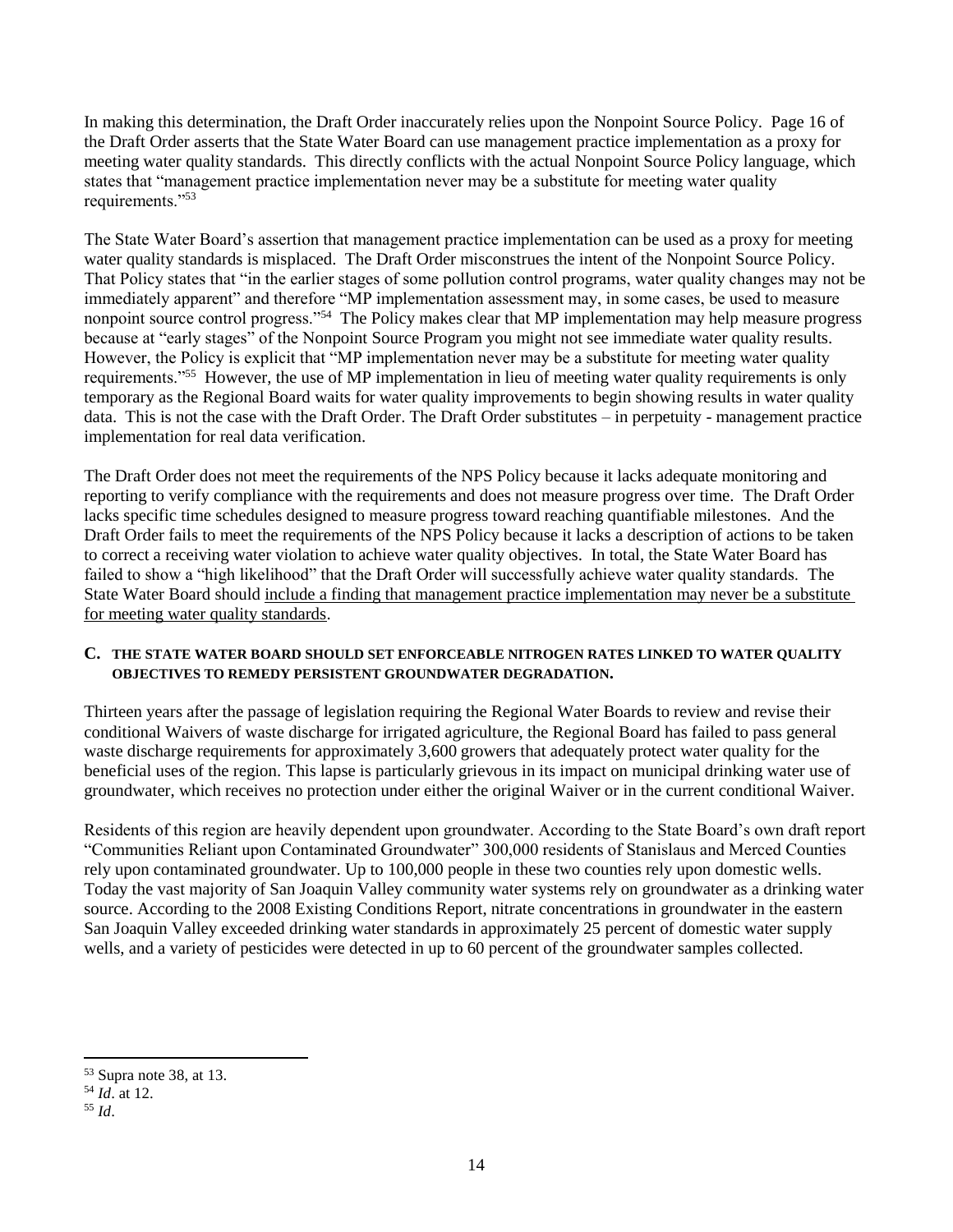In making this determination, the Draft Order inaccurately relies upon the Nonpoint Source Policy. Page 16 of the Draft Order asserts that the State Water Board can use management practice implementation as a proxy for meeting water quality standards. This directly conflicts with the actual Nonpoint Source Policy language, which states that "management practice implementation never may be a substitute for meeting water quality requirements."[53]

The State Water Board's assertion that management practice implementation can be used as a proxy for meeting water quality standards is misplaced. The Draft Order misconstrues the intent of the Nonpoint Source Policy. That Policy states that "in the earlier stages of some pollution control programs, water quality changes may not be immediately apparent" and therefore "MP implementation assessment may, in some cases, be used to measure nonpoint source control progress."[54] The Policy makes clear that MP implementation may help measure progress because at "early stages" of the Nonpoint Source Program you might not see immediate water quality results. However, the Policy is explicit that "MP implementation never may be a substitute for meeting water quality requirements."[55] However, the use of MP implementation in lieu of meeting water quality requirements is only temporary as the Regional Board waits for water quality improvements to begin showing results in water quality data. This is not the case with the Draft Order. The Draft Order substitutes – in perpetuity - management practice implementation for real data verification.

The Draft Order does not meet the requirements of the NPS Policy because it lacks adequate monitoring and reporting to verify compliance with the requirements and does not measure progress over time. The Draft Order lacks specific time schedules designed to measure progress toward reaching quantifiable milestones. And the Draft Order fails to meet the requirements of the NPS Policy because it lacks a description of actions to be taken to correct a receiving water violation to achieve water quality objectives. In total, the State Water Board has failed to show a "high likelihood" that the Draft Order will successfully achieve water quality standards. The State Water Board should <u>include a finding that management practice implementation may never be a substitute for meeting water quality standards</u>.

### C. THE STATE WATER BOARD SHOULD SET ENFORCEABLE NITROGEN RATES LINKED TO WATER QUALITY OBJECTIVES TO REMEDY PERSISTENT GROUNDWATER DEGRADATION.

Thirteen years after the passage of legislation requiring the Regional Water Boards to review and revise their conditional Waivers of waste discharge for irrigated agriculture, the Regional Board has failed to pass general waste discharge requirements for approximately 3,600 growers that adequately protect water quality for the beneficial uses of the region. This lapse is particularly grievous in its impact on municipal drinking water use of groundwater, which receives no protection under either the original Waiver or in the current conditional Waiver.

Residents of this region are heavily dependent upon groundwater. According to the State Board's own draft report "Communities Reliant upon Contaminated Groundwater" 300,000 residents of Stanislaus and Merced Counties rely upon contaminated groundwater. Up to 100,000 people in these two counties rely upon domestic wells. Today the vast majority of San Joaquin Valley community water systems rely on groundwater as a drinking water source. According to the 2008 Existing Conditions Report, nitrate concentrations in groundwater in the eastern San Joaquin Valley exceeded drinking water standards in approximately 25 percent of domestic water supply wells, and a variety of pesticides were detected in up to 60 percent of the groundwater samples collected.

---

[53] Supra note 38, at 13.

[54] *Id*. at 12.

[55] *Id*.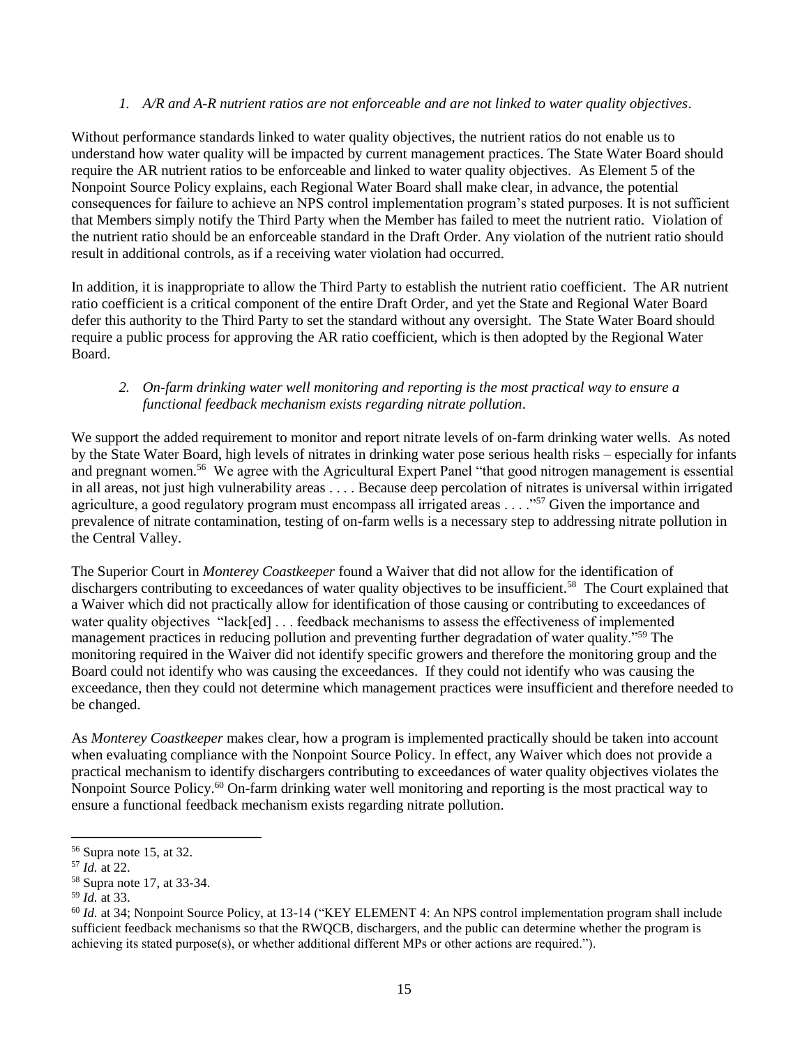*1. A/R and A-R nutrient ratios are not enforceable and are not linked to water quality objectives.*

Without performance standards linked to water quality objectives, the nutrient ratios do not enable us to understand how water quality will be impacted by current management practices. The State Water Board should require the AR nutrient ratios to be enforceable and linked to water quality objectives. As Element 5 of the Nonpoint Source Policy explains, each Regional Water Board shall make clear, in advance, the potential consequences for failure to achieve an NPS control implementation program's stated purposes. It is not sufficient that Members simply notify the Third Party when the Member has failed to meet the nutrient ratio. Violation of the nutrient ratio should be an enforceable standard in the Draft Order. Any violation of the nutrient ratio should result in additional controls, as if a receiving water violation had occurred.

In addition, it is inappropriate to allow the Third Party to establish the nutrient ratio coefficient. The AR nutrient ratio coefficient is a critical component of the entire Draft Order, and yet the State and Regional Water Board defer this authority to the Third Party to set the standard without any oversight. The State Water Board should require a public process for approving the AR ratio coefficient, which is then adopted by the Regional Water Board.

*2. On-farm drinking water well monitoring and reporting is the most practical way to ensure a functional feedback mechanism exists regarding nitrate pollution.*

We support the added requirement to monitor and report nitrate levels of on-farm drinking water wells. As noted by the State Water Board, high levels of nitrates in drinking water pose serious health risks – especially for infants and pregnant women.[56] We agree with the Agricultural Expert Panel "that good nitrogen management is essential in all areas, not just high vulnerability areas . . . . Because deep percolation of nitrates is universal within irrigated agriculture, a good regulatory program must encompass all irrigated areas . . . ."[57] Given the importance and prevalence of nitrate contamination, testing of on-farm wells is a necessary step to addressing nitrate pollution in the Central Valley.

The Superior Court in *Monterey Coastkeeper* found a Waiver that did not allow for the identification of dischargers contributing to exceedances of water quality objectives to be insufficient.[58] The Court explained that a Waiver which did not practically allow for identification of those causing or contributing to exceedances of water quality objectives "lack[ed] . . . feedback mechanisms to assess the effectiveness of implemented management practices in reducing pollution and preventing further degradation of water quality."[59] The monitoring required in the Waiver did not identify specific growers and therefore the monitoring group and the Board could not identify who was causing the exceedances. If they could not identify who was causing the exceedance, then they could not determine which management practices were insufficient and therefore needed to be changed.

As *Monterey Coastkeeper* makes clear, how a program is implemented practically should be taken into account when evaluating compliance with the Nonpoint Source Policy. In effect, any Waiver which does not provide a practical mechanism to identify dischargers contributing to exceedances of water quality objectives violates the Nonpoint Source Policy.[60] On-farm drinking water well monitoring and reporting is the most practical way to ensure a functional feedback mechanism exists regarding nitrate pollution.

---

[56] Supra note 15, at 32.

[57] *Id.* at 22.

[58] Supra note 17, at 33-34.

[59] *Id.* at 33.

[60] *Id.* at 34; Nonpoint Source Policy, at 13-14 ("KEY ELEMENT 4: An NPS control implementation program shall include sufficient feedback mechanisms so that the RWQCB, dischargers, and the public can determine whether the program is achieving its stated purpose(s), or whether additional different MPs or other actions are required.").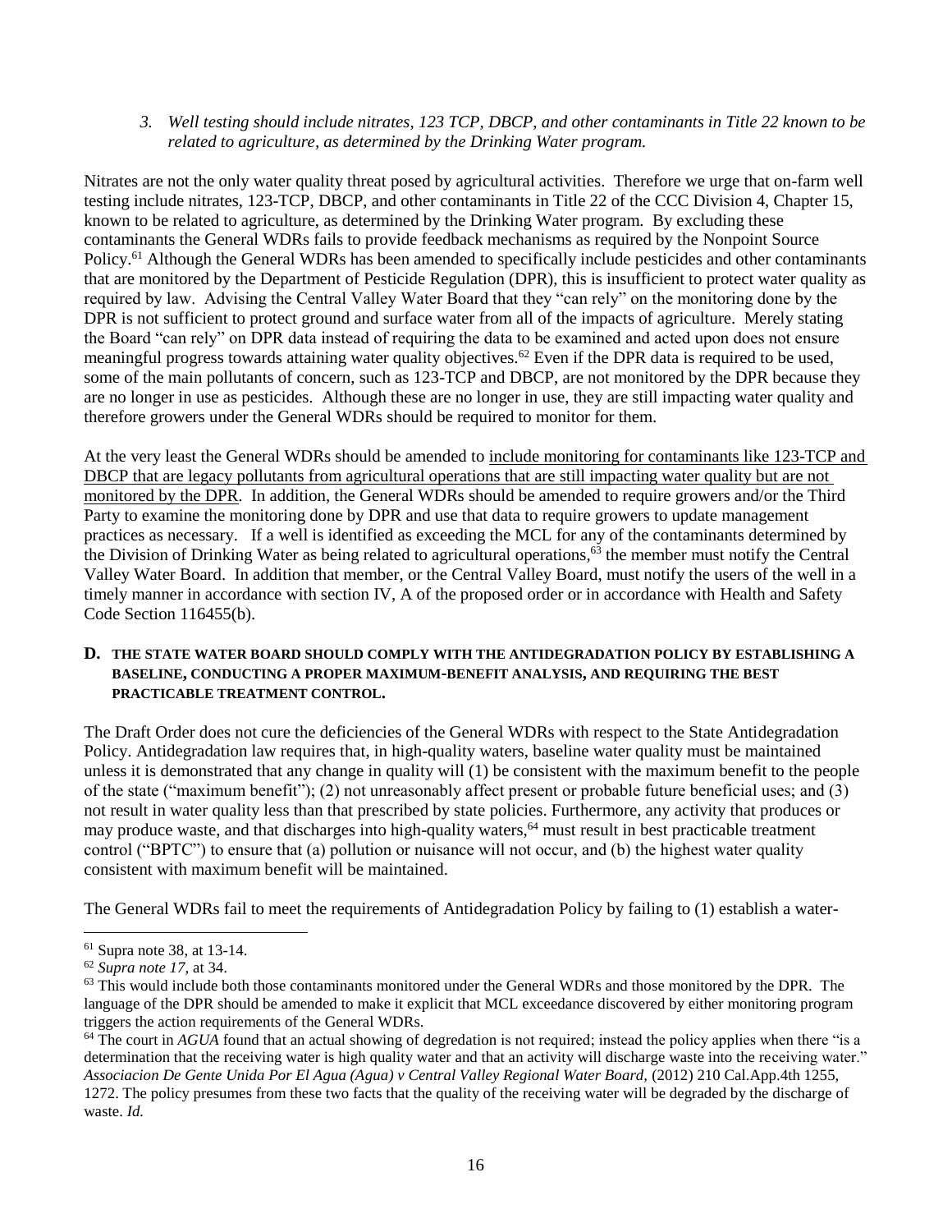*3. Well testing should include nitrates, 123 TCP, DBCP, and other contaminants in Title 22 known to be related to agriculture, as determined by the Drinking Water program.*

Nitrates are not the only water quality threat posed by agricultural activities. Therefore we urge that on-farm well testing include nitrates, 123-TCP, DBCP, and other contaminants in Title 22 of the CCC Division 4, Chapter 15, known to be related to agriculture, as determined by the Drinking Water program. By excluding these contaminants the General WDRs fails to provide feedback mechanisms as required by the Nonpoint Source Policy.[61] Although the General WDRs has been amended to specifically include pesticides and other contaminants that are monitored by the Department of Pesticide Regulation (DPR), this is insufficient to protect water quality as required by law. Advising the Central Valley Water Board that they "can rely" on the monitoring done by the DPR is not sufficient to protect ground and surface water from all of the impacts of agriculture. Merely stating the Board "can rely" on DPR data instead of requiring the data to be examined and acted upon does not ensure meaningful progress towards attaining water quality objectives.[62] Even if the DPR data is required to be used, some of the main pollutants of concern, such as 123-TCP and DBCP, are not monitored by the DPR because they are no longer in use as pesticides. Although these are no longer in use, they are still impacting water quality and therefore growers under the General WDRs should be required to monitor for them.

At the very least the General WDRs should be amended to <u>include monitoring for contaminants like 123-TCP and DBCP that are legacy pollutants from agricultural operations that are still impacting water quality but are not monitored by the DPR</u>. In addition, the General WDRs should be amended to require growers and/or the Third Party to examine the monitoring done by DPR and use that data to require growers to update management practices as necessary. If a well is identified as exceeding the MCL for any of the contaminants determined by the Division of Drinking Water as being related to agricultural operations,[63] the member must notify the Central Valley Water Board. In addition that member, or the Central Valley Board, must notify the users of the well in a timely manner in accordance with section IV, A of the proposed order or in accordance with Health and Safety Code Section 116455(b).

### D. THE STATE WATER BOARD SHOULD COMPLY WITH THE ANTIDEGRADATION POLICY BY ESTABLISHING A BASELINE, CONDUCTING A PROPER MAXIMUM-BENEFIT ANALYSIS, AND REQUIRING THE BEST PRACTICABLE TREATMENT CONTROL.

The Draft Order does not cure the deficiencies of the General WDRs with respect to the State Antidegradation Policy. Antidegradation law requires that, in high-quality waters, baseline water quality must be maintained unless it is demonstrated that any change in quality will (1) be consistent with the maximum benefit to the people of the state ("maximum benefit"); (2) not unreasonably affect present or probable future beneficial uses; and (3) not result in water quality less than that prescribed by state policies. Furthermore, any activity that produces or may produce waste, and that discharges into high-quality waters,[64] must result in best practicable treatment control ("BPTC") to ensure that (a) pollution or nuisance will not occur, and (b) the highest water quality consistent with maximum benefit will be maintained.

The General WDRs fail to meet the requirements of Antidegradation Policy by failing to (1) establish a water-

---

[61] Supra note 38, at 13-14.

[62] *Supra note 17*, at 34.

[63] This would include both those contaminants monitored under the General WDRs and those monitored by the DPR. The language of the DPR should be amended to make it explicit that MCL exceedance discovered by either monitoring program triggers the action requirements of the General WDRs.

[64] The court in *AGUA* found that an actual showing of degradation is not required; instead the policy applies when there "is a determination that the receiving water is high quality water and that an activity will discharge waste into the receiving water." *Associacion De Gente Unida Por El Agua (Agua) v Central Valley Regional Water Board*, (2012) 210 Cal.App.4th 1255, 1272. The policy presumes from these two facts that the quality of the receiving water will be degraded by the discharge of waste. *Id.*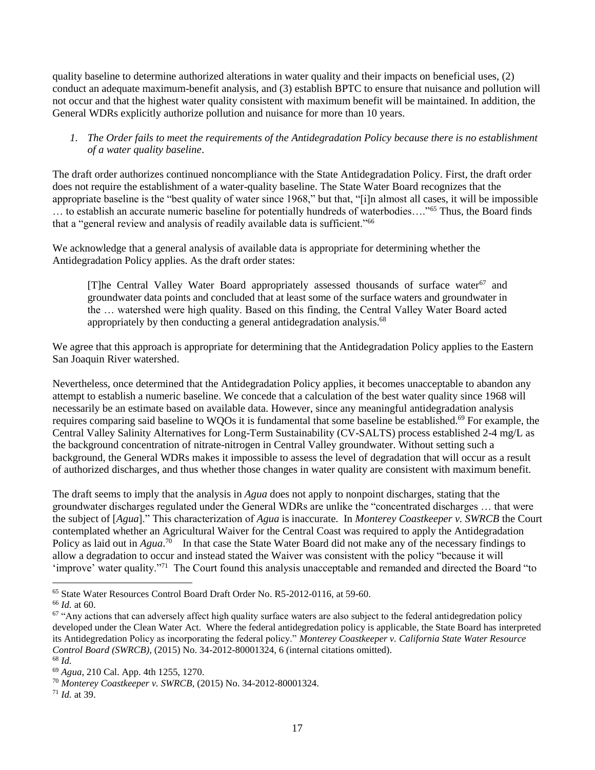quality baseline to determine authorized alterations in water quality and their impacts on beneficial uses, (2) conduct an adequate maximum-benefit analysis, and (3) establish BPTC to ensure that nuisance and pollution will not occur and that the highest water quality consistent with maximum benefit will be maintained. In addition, the General WDRs explicitly authorize pollution and nuisance for more than 10 years.

*1. The Order fails to meet the requirements of the Antidegradation Policy because there is no establishment of a water quality baseline*.

The draft order authorizes continued noncompliance with the State Antidegradation Policy. First, the draft order does not require the establishment of a water-quality baseline. The State Water Board recognizes that the appropriate baseline is the "best quality of water since 1968," but that, "[i]n almost all cases, it will be impossible … to establish an accurate numeric baseline for potentially hundreds of waterbodies…."[65] Thus, the Board finds that a "general review and analysis of readily available data is sufficient."[66]

We acknowledge that a general analysis of available data is appropriate for determining whether the Antidegradation Policy applies. As the draft order states:

> [T]he Central Valley Water Board appropriately assessed thousands of surface water[67] and groundwater data points and concluded that at least some of the surface waters and groundwater in the … watershed were high quality. Based on this finding, the Central Valley Water Board acted appropriately by then conducting a general antidegradation analysis.[68]

We agree that this approach is appropriate for determining that the Antidegradation Policy applies to the Eastern San Joaquin River watershed.

Nevertheless, once determined that the Antidegradation Policy applies, it becomes unacceptable to abandon any attempt to establish a numeric baseline. We concede that a calculation of the best water quality since 1968 will necessarily be an estimate based on available data. However, since any meaningful antidegradation analysis requires comparing said baseline to WQOs it is fundamental that some baseline be established.[69] For example, the Central Valley Salinity Alternatives for Long-Term Sustainability (CV-SALTS) process established 2-4 mg/L as the background concentration of nitrate-nitrogen in Central Valley groundwater. Without setting such a background, the General WDRs makes it impossible to assess the level of degradation that will occur as a result of authorized discharges, and thus whether those changes in water quality are consistent with maximum benefit.

The draft seems to imply that the analysis in *Agua* does not apply to nonpoint discharges, stating that the groundwater discharges regulated under the General WDRs are unlike the "concentrated discharges … that were the subject of [*Agua*]." This characterization of *Agua* is inaccurate. In *Monterey Coastkeeper v. SWRCB* the Court contemplated whether an Agricultural Waiver for the Central Coast was required to apply the Antidegradation Policy as laid out in *Agua*.[70] In that case the State Water Board did not make any of the necessary findings to allow a degradation to occur and instead stated the Waiver was consistent with the policy "because it will 'improve' water quality."[71] The Court found this analysis unacceptable and remanded and directed the Board "to

---

[65] State Water Resources Control Board Draft Order No. R5-2012-0116, at 59-60.

[66] *Id.* at 60.

[67] "Any actions that can adversely affect high quality surface waters are also subject to the federal antidegredation policy developed under the Clean Water Act. Where the federal antidegredation policy is applicable, the State Board has interpreted its Antidegredation Policy as incorporating the federal policy." *Monterey Coastkeeper v. California State Water Resource Control Board (SWRCB)*, (2015) No. 34-2012-80001324, 6 (internal citations omitted).

[68] *Id.*

[69] *Agua*, 210 Cal. App. 4th 1255, 1270.

[70] *Monterey Coastkeeper v. SWRCB*, (2015) No. 34-2012-80001324.

[71] *Id.* at 39.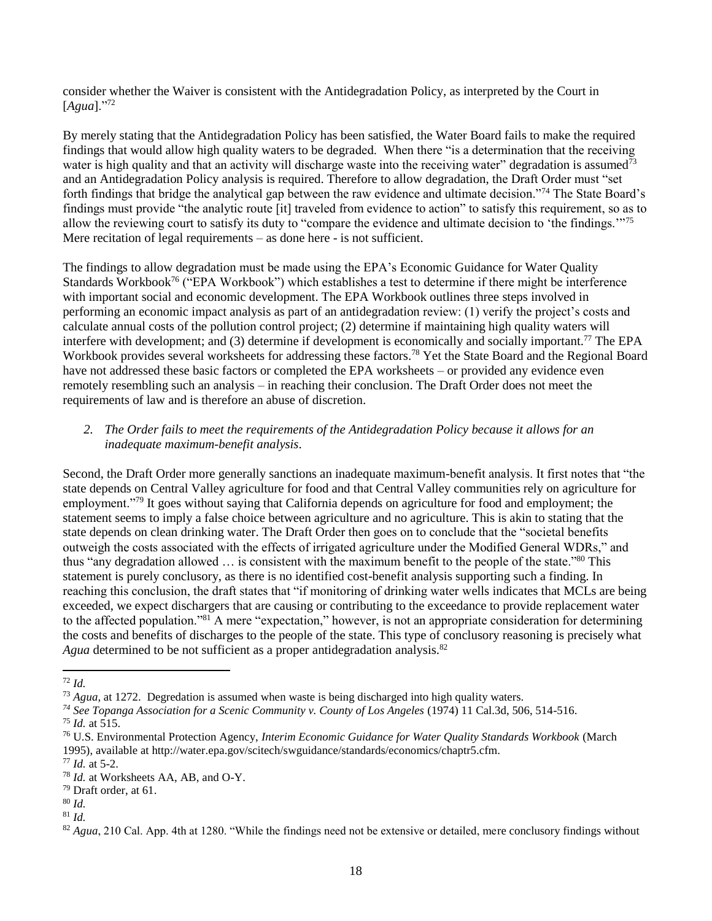consider whether the Waiver is consistent with the Antidegradation Policy, as interpreted by the Court in [*Agua*]."[72]

By merely stating that the Antidegradation Policy has been satisfied, the Water Board fails to make the required findings that would allow high quality waters to be degraded. When there "is a determination that the receiving water is high quality and that an activity will discharge waste into the receiving water" degradation is assumed[73] and an Antidegradation Policy analysis is required. Therefore to allow degradation, the Draft Order must "set forth findings that bridge the analytical gap between the raw evidence and ultimate decision."[74] The State Board's findings must provide "the analytic route [it] traveled from evidence to action" to satisfy this requirement, so as to allow the reviewing court to satisfy its duty to "compare the evidence and ultimate decision to 'the findings.'"[75] Mere recitation of legal requirements – as done here - is not sufficient.

The findings to allow degradation must be made using the EPA's Economic Guidance for Water Quality Standards Workbook[76] ("EPA Workbook") which establishes a test to determine if there might be interference with important social and economic development. The EPA Workbook outlines three steps involved in performing an economic impact analysis as part of an antidegradation review: (1) verify the project's costs and calculate annual costs of the pollution control project; (2) determine if maintaining high quality waters will interfere with development; and (3) determine if development is economically and socially important.[77] The EPA Workbook provides several worksheets for addressing these factors.[78] Yet the State Board and the Regional Board have not addressed these basic factors or completed the EPA worksheets – or provided any evidence even remotely resembling such an analysis – in reaching their conclusion. The Draft Order does not meet the requirements of law and is therefore an abuse of discretion.

2. *The Order fails to meet the requirements of the Antidegradation Policy because it allows for an inadequate maximum-benefit analysis*.

Second, the Draft Order more generally sanctions an inadequate maximum-benefit analysis. It first notes that "the state depends on Central Valley agriculture for food and that Central Valley communities rely on agriculture for employment."[79] It goes without saying that California depends on agriculture for food and employment; the statement seems to imply a false choice between agriculture and no agriculture. This is akin to stating that the state depends on clean drinking water. The Draft Order then goes on to conclude that the "societal benefits outweigh the costs associated with the effects of irrigated agriculture under the Modified General WDRs," and thus "any degradation allowed … is consistent with the maximum benefit to the people of the state."[80] This statement is purely conclusory, as there is no identified cost-benefit analysis supporting such a finding. In reaching this conclusion, the draft states that "if monitoring of drinking water wells indicates that MCLs are being exceeded, we expect dischargers that are causing or contributing to the exceedance to provide replacement water to the affected population."[81] A mere "expectation," however, is not an appropriate consideration for determining the costs and benefits of discharges to the people of the state. This type of conclusory reasoning is precisely what *Agua* determined to be not sufficient as a proper antidegradation analysis.[82]

---

[72] *Id.*

[73] *Agua*, at 1272. Degredation is assumed when waste is being discharged into high quality waters.

[74] *See Topanga Association for a Scenic Community v. County of Los Angeles* (1974) 11 Cal.3d, 506, 514-516.

[75] *Id.* at 515.

[76] U.S. Environmental Protection Agency, *Interim Economic Guidance for Water Quality Standards Workbook* (March 1995), available at http://water.epa.gov/scitech/swguidance/standards/economics/chaptr5.cfm.

[77] *Id.* at 5-2.

[78] *Id.* at Worksheets AA, AB, and O-Y.

[79] Draft order, at 61.

[80] *Id.*

[81] *Id.*

[82] *Agua*, 210 Cal. App. 4th at 1280. "While the findings need not be extensive or detailed, mere conclusory findings without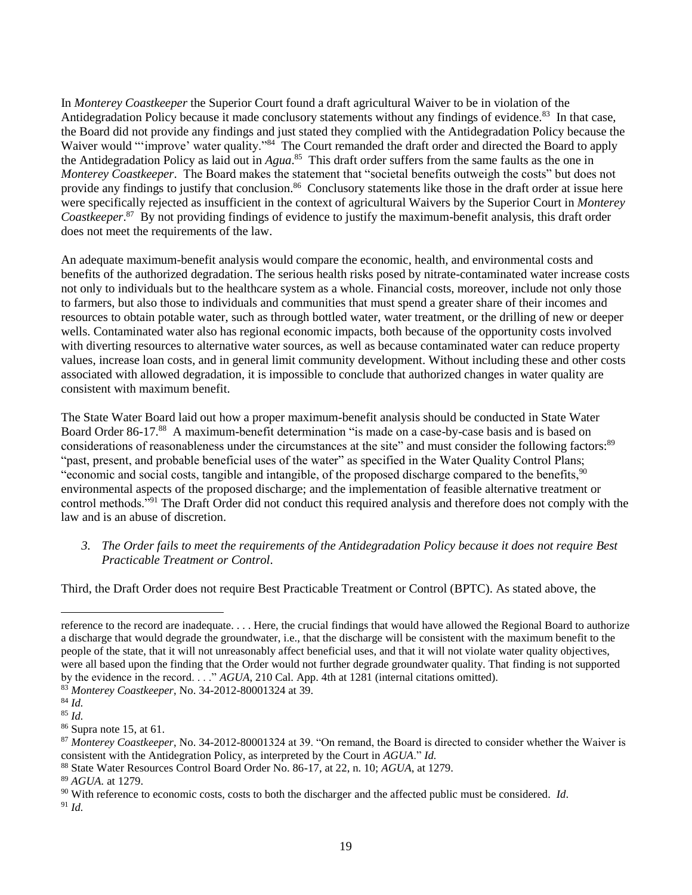In *Monterey Coastkeeper* the Superior Court found a draft agricultural Waiver to be in violation of the Antidegradation Policy because it made conclusory statements without any findings of evidence.[83] In that case, the Board did not provide any findings and just stated they complied with the Antidegradation Policy because the Waiver would "'improve' water quality."[84] The Court remanded the draft order and directed the Board to apply the Antidegradation Policy as laid out in *Agua*.[85] This draft order suffers from the same faults as the one in *Monterey Coastkeeper*. The Board makes the statement that "societal benefits outweigh the costs" but does not provide any findings to justify that conclusion.[86] Conclusory statements like those in the draft order at issue here were specifically rejected as insufficient in the context of agricultural Waivers by the Superior Court in *Monterey Coastkeeper*.[87] By not providing findings of evidence to justify the maximum-benefit analysis, this draft order does not meet the requirements of the law.

An adequate maximum-benefit analysis would compare the economic, health, and environmental costs and benefits of the authorized degradation. The serious health risks posed by nitrate-contaminated water increase costs not only to individuals but to the healthcare system as a whole. Financial costs, moreover, include not only those to farmers, but also those to individuals and communities that must spend a greater share of their incomes and resources to obtain potable water, such as through bottled water, water treatment, or the drilling of new or deeper wells. Contaminated water also has regional economic impacts, both because of the opportunity costs involved with diverting resources to alternative water sources, as well as because contaminated water can reduce property values, increase loan costs, and in general limit community development. Without including these and other costs associated with allowed degradation, it is impossible to conclude that authorized changes in water quality are consistent with maximum benefit.

The State Water Board laid out how a proper maximum-benefit analysis should be conducted in State Water Board Order 86-17.[88] A maximum-benefit determination "is made on a case-by-case basis and is based on considerations of reasonableness under the circumstances at the site" and must consider the following factors:[89] "past, present, and probable beneficial uses of the water" as specified in the Water Quality Control Plans; "economic and social costs, tangible and intangible, of the proposed discharge compared to the benefits,[90] environmental aspects of the proposed discharge; and the implementation of feasible alternative treatment or control methods."[91] The Draft Order did not conduct this required analysis and therefore does not comply with the law and is an abuse of discretion.

3. *The Order fails to meet the requirements of the Antidegradation Policy because it does not require Best Practicable Treatment or Control.*

Third, the Draft Order does not require Best Practicable Treatment or Control (BPTC). As stated above, the

---

reference to the record are inadequate. . . . Here, the crucial findings that would have allowed the Regional Board to authorize a discharge that would degrade the groundwater, i.e., that the discharge will be consistent with the maximum benefit to the people of the state, that it will not unreasonably affect beneficial uses, and that it will not violate water quality objectives, were all based upon the finding that the Order would not further degrade groundwater quality. That finding is not supported by the evidence in the record. . . ." *AGUA*, 210 Cal. App. 4th at 1281 (internal citations omitted).

[83] *Monterey Coastkeeper*, No. 34-2012-80001324 at 39.

[84] *Id.*

[85] *Id.*

[86] Supra note 15, at 61.

[87] *Monterey Coastkeeper*, No. 34-2012-80001324 at 39. "On remand, the Board is directed to consider whether the Waiver is consistent with the Antidegration Policy, as interpreted by the Court in *AGUA*." *Id.*

[88] State Water Resources Control Board Order No. 86-17, at 22, n. 10; *AGUA*, at 1279.

[89] *AGUA.* at 1279.

[90] With reference to economic costs, costs to both the discharger and the affected public must be considered. *Id*.

[91] *Id.*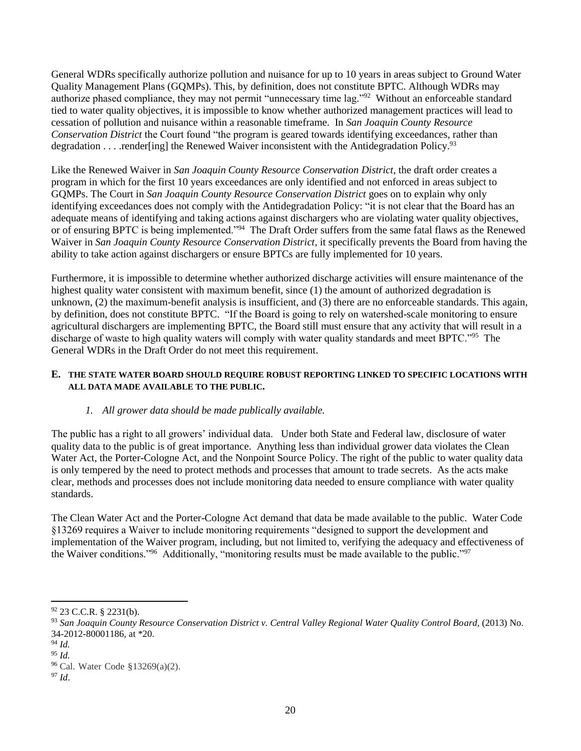General WDRs specifically authorize pollution and nuisance for up to 10 years in areas subject to Ground Water Quality Management Plans (GQMPs). This, by definition, does not constitute BPTC. Although WDRs may authorize phased compliance, they may not permit "unnecessary time lag."[92] Without an enforceable standard tied to water quality objectives, it is impossible to know whether authorized management practices will lead to cessation of pollution and nuisance within a reasonable timeframe. In *San Joaquin County Resource Conservation District* the Court found "the program is geared towards identifying exceedances, rather than degradation . . . .render[ing] the Renewed Waiver inconsistent with the Antidegradation Policy.[93]

Like the Renewed Waiver in *San Joaquin County Resource Conservation District*, the draft order creates a program in which for the first 10 years exceedances are only identified and not enforced in areas subject to GQMPs. The Court in *San Joaquin County Resource Conservation District* goes on to explain why only identifying exceedances does not comply with the Antidegradation Policy: "it is not clear that the Board has an adequate means of identifying and taking actions against dischargers who are violating water quality objectives, or of ensuring BPTC is being implemented."[94] The Draft Order suffers from the same fatal flaws as the Renewed Waiver in *San Joaquin County Resource Conservation District*, it specifically prevents the Board from having the ability to take action against dischargers or ensure BPTCs are fully implemented for 10 years.

Furthermore, it is impossible to determine whether authorized discharge activities will ensure maintenance of the highest quality water consistent with maximum benefit, since (1) the amount of authorized degradation is unknown, (2) the maximum-benefit analysis is insufficient, and (3) there are no enforceable standards. This again, by definition, does not constitute BPTC. "If the Board is going to rely on watershed-scale monitoring to ensure agricultural dischargers are implementing BPTC, the Board still must ensure that any activity that will result in a discharge of waste to high quality waters will comply with water quality standards and meet BPTC."[95] The General WDRs in the Draft Order do not meet this requirement.

### E. THE STATE WATER BOARD SHOULD REQUIRE ROBUST REPORTING LINKED TO SPECIFIC LOCATIONS WITH ALL DATA MADE AVAILABLE TO THE PUBLIC.

#### *1. All grower data should be made publically available.*

The public has a right to all growers' individual data. Under both State and Federal law, disclosure of water quality data to the public is of great importance. Anything less than individual grower data violates the Clean Water Act, the Porter-Cologne Act, and the Nonpoint Source Policy. The right of the public to water quality data is only tempered by the need to protect methods and processes that amount to trade secrets. As the acts make clear, methods and processes does not include monitoring data needed to ensure compliance with water quality standards.

The Clean Water Act and the Porter-Cologne Act demand that data be made available to the public. Water Code §13269 requires a Waiver to include monitoring requirements "designed to support the development and implementation of the Waiver program, including, but not limited to, verifying the adequacy and effectiveness of the Waiver conditions."[96] Additionally, "monitoring results must be made available to the public."[97]

---

[92] 23 C.C.R. § 2231(b).

[93] *San Joaquin County Resource Conservation District v. Central Valley Regional Water Quality Control Board*, (2013) No. 34-2012-80001186, at *20.

[94] *Id.*

[95] *Id.*

[96] Cal. Water Code §13269(a)(2).

[97] *Id*.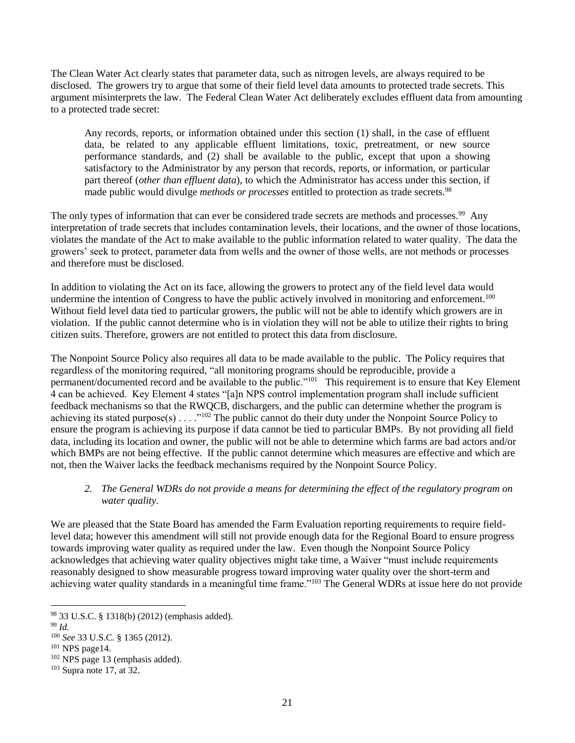The Clean Water Act clearly states that parameter data, such as nitrogen levels, are always required to be disclosed. The growers try to argue that some of their field level data amounts to protected trade secrets. This argument misinterprets the law. The Federal Clean Water Act deliberately excludes effluent data from amounting to a protected trade secret:

> Any records, reports, or information obtained under this section (1) shall, in the case of effluent data, be related to any applicable effluent limitations, toxic, pretreatment, or new source performance standards, and (2) shall be available to the public, except that upon a showing satisfactory to the Administrator by any person that records, reports, or information, or particular part thereof (*other than effluent data*), to which the Administrator has access under this section, if made public would divulge *methods or processes* entitled to protection as trade secrets.[98]

The only types of information that can ever be considered trade secrets are methods and processes.[99] Any interpretation of trade secrets that includes contamination levels, their locations, and the owner of those locations, violates the mandate of the Act to make available to the public information related to water quality. The data the growers' seek to protect, parameter data from wells and the owner of those wells, are not methods or processes and therefore must be disclosed.

In addition to violating the Act on its face, allowing the growers to protect any of the field level data would undermine the intention of Congress to have the public actively involved in monitoring and enforcement.[100] Without field level data tied to particular growers, the public will not be able to identify which growers are in violation. If the public cannot determine who is in violation they will not be able to utilize their rights to bring citizen suits. Therefore, growers are not entitled to protect this data from disclosure.

The Nonpoint Source Policy also requires all data to be made available to the public. The Policy requires that regardless of the monitoring required, "all monitoring programs should be reproducible, provide a permanent/documented record and be available to the public."[101] This requirement is to ensure that Key Element 4 can be achieved. Key Element 4 states "[a]n NPS control implementation program shall include sufficient feedback mechanisms so that the RWQCB, dischargers, and the public can determine whether the program is achieving its stated purpose(s) . . . ."[102] The public cannot do their duty under the Nonpoint Source Policy to ensure the program is achieving its purpose if data cannot be tied to particular BMPs. By not providing all field data, including its location and owner, the public will not be able to determine which farms are bad actors and/or which BMPs are not being effective. If the public cannot determine which measures are effective and which are not, then the Waiver lacks the feedback mechanisms required by the Nonpoint Source Policy.

*2. The General WDRs do not provide a means for determining the effect of the regulatory program on water quality.*

We are pleased that the State Board has amended the Farm Evaluation reporting requirements to require field-level data; however this amendment will still not provide enough data for the Regional Board to ensure progress towards improving water quality as required under the law. Even though the Nonpoint Source Policy acknowledges that achieving water quality objectives might take time, a Waiver "must include requirements reasonably designed to show measurable progress toward improving water quality over the short-term and achieving water quality standards in a meaningful time frame."[103] The General WDRs at issue here do not provide

---

[98] 33 U.S.C. § 1318(b) (2012) (emphasis added).

[99] *Id.*

[100] *See* 33 U.S.C. § 1365 (2012).

[101] NPS page14.

[102] NPS page 13 (emphasis added).

[103] Supra note 17, at 32.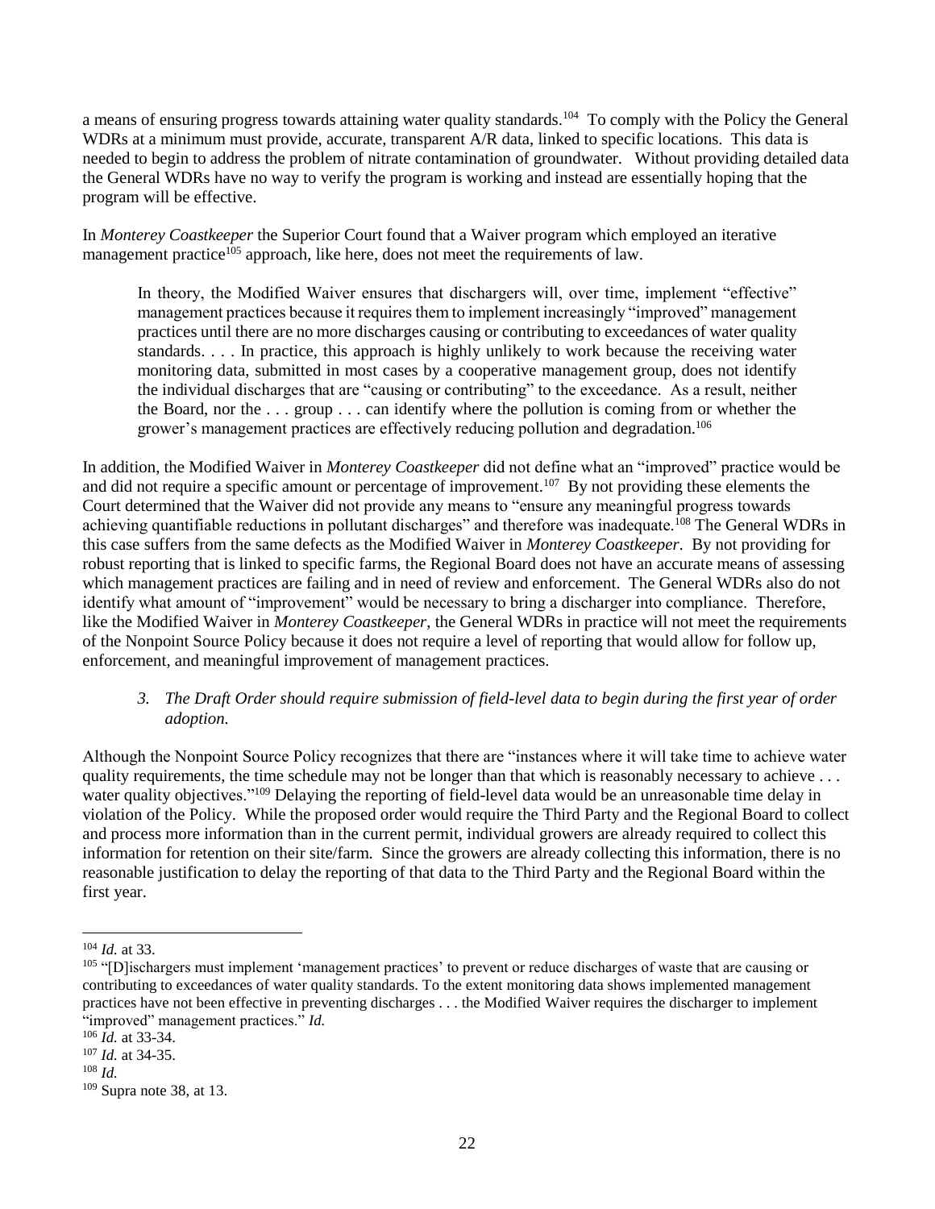a means of ensuring progress towards attaining water quality standards.[104] To comply with the Policy the General WDRs at a minimum must provide, accurate, transparent A/R data, linked to specific locations. This data is needed to begin to address the problem of nitrate contamination of groundwater. Without providing detailed data the General WDRs have no way to verify the program is working and instead are essentially hoping that the program will be effective.

In *Monterey Coastkeeper* the Superior Court found that a Waiver program which employed an iterative management practice[105] approach, like here, does not meet the requirements of law.

> In theory, the Modified Waiver ensures that dischargers will, over time, implement "effective" management practices because it requires them to implement increasingly "improved" management practices until there are no more discharges causing or contributing to exceedances of water quality standards. . . . In practice, this approach is highly unlikely to work because the receiving water monitoring data, submitted in most cases by a cooperative management group, does not identify the individual discharges that are "causing or contributing" to the exceedance. As a result, neither the Board, nor the . . . group . . . can identify where the pollution is coming from or whether the grower's management practices are effectively reducing pollution and degradation.[106]

In addition, the Modified Waiver in *Monterey Coastkeeper* did not define what an "improved" practice would be and did not require a specific amount or percentage of improvement.[107] By not providing these elements the Court determined that the Waiver did not provide any means to "ensure any meaningful progress towards achieving quantifiable reductions in pollutant discharges" and therefore was inadequate.[108] The General WDRs in this case suffers from the same defects as the Modified Waiver in *Monterey Coastkeeper*. By not providing for robust reporting that is linked to specific farms, the Regional Board does not have an accurate means of assessing which management practices are failing and in need of review and enforcement. The General WDRs also do not identify what amount of "improvement" would be necessary to bring a discharger into compliance. Therefore, like the Modified Waiver in *Monterey Coastkeeper*, the General WDRs in practice will not meet the requirements of the Nonpoint Source Policy because it does not require a level of reporting that would allow for follow up, enforcement, and meaningful improvement of management practices.

*3. The Draft Order should require submission of field-level data to begin during the first year of order adoption.*

Although the Nonpoint Source Policy recognizes that there are "instances where it will take time to achieve water quality requirements, the time schedule may not be longer than that which is reasonably necessary to achieve . . . water quality objectives."[109] Delaying the reporting of field-level data would be an unreasonable time delay in violation of the Policy. While the proposed order would require the Third Party and the Regional Board to collect and process more information than in the current permit, individual growers are already required to collect this information for retention on their site/farm. Since the growers are already collecting this information, there is no reasonable justification to delay the reporting of that data to the Third Party and the Regional Board within the first year.

---

[104] *Id.* at 33.

[105] "[D]ischargers must implement 'management practices' to prevent or reduce discharges of waste that are causing or contributing to exceedances of water quality standards. To the extent monitoring data shows implemented management practices have not been effective in preventing discharges . . . the Modified Waiver requires the discharger to implement "improved" management practices." *Id.*

[106] *Id.* at 33-34.

[107] *Id.* at 34-35.

[108] *Id.*

[109] Supra note 38, at 13.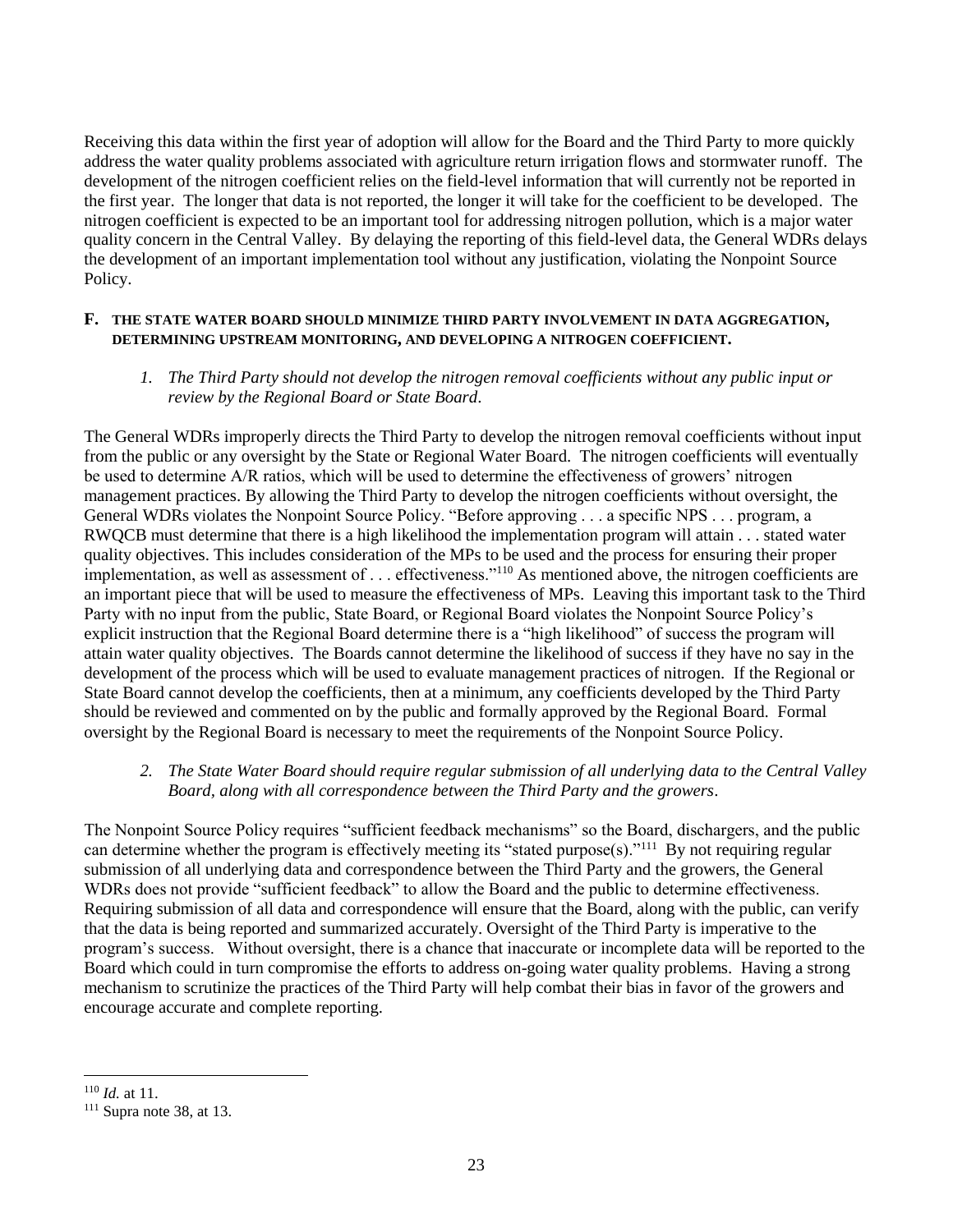Receiving this data within the first year of adoption will allow for the Board and the Third Party to more quickly address the water quality problems associated with agriculture return irrigation flows and stormwater runoff. The development of the nitrogen coefficient relies on the field-level information that will currently not be reported in the first year. The longer that data is not reported, the longer it will take for the coefficient to be developed. The nitrogen coefficient is expected to be an important tool for addressing nitrogen pollution, which is a major water quality concern in the Central Valley. By delaying the reporting of this field-level data, the General WDRs delays the development of an important implementation tool without any justification, violating the Nonpoint Source Policy.

## F. THE STATE WATER BOARD SHOULD MINIMIZE THIRD PARTY INVOLVEMENT IN DATA AGGREGATION, DETERMINING UPSTREAM MONITORING, AND DEVELOPING A NITROGEN COEFFICIENT.

### *1. The Third Party should not develop the nitrogen removal coefficients without any public input or review by the Regional Board or State Board.*

The General WDRs improperly directs the Third Party to develop the nitrogen removal coefficients without input from the public or any oversight by the State or Regional Water Board. The nitrogen coefficients will eventually be used to determine A/R ratios, which will be used to determine the effectiveness of growers' nitrogen management practices. By allowing the Third Party to develop the nitrogen coefficients without oversight, the General WDRs violates the Nonpoint Source Policy. "Before approving . . . a specific NPS . . . program, a RWQCB must determine that there is a high likelihood the implementation program will attain . . . stated water quality objectives. This includes consideration of the MPs to be used and the process for ensuring their proper implementation, as well as assessment of . . . effectiveness."[110] As mentioned above, the nitrogen coefficients are an important piece that will be used to measure the effectiveness of MPs. Leaving this important task to the Third Party with no input from the public, State Board, or Regional Board violates the Nonpoint Source Policy's explicit instruction that the Regional Board determine there is a "high likelihood" of success the program will attain water quality objectives. The Boards cannot determine the likelihood of success if they have no say in the development of the process which will be used to evaluate management practices of nitrogen. If the Regional or State Board cannot develop the coefficients, then at a minimum, any coefficients developed by the Third Party should be reviewed and commented on by the public and formally approved by the Regional Board. Formal oversight by the Regional Board is necessary to meet the requirements of the Nonpoint Source Policy.

### *2. The State Water Board should require regular submission of all underlying data to the Central Valley Board, along with all correspondence between the Third Party and the growers.*

The Nonpoint Source Policy requires "sufficient feedback mechanisms" so the Board, dischargers, and the public can determine whether the program is effectively meeting its "stated purpose(s)."[111] By not requiring regular submission of all underlying data and correspondence between the Third Party and the growers, the General WDRs does not provide "sufficient feedback" to allow the Board and the public to determine effectiveness. Requiring submission of all data and correspondence will ensure that the Board, along with the public, can verify that the data is being reported and summarized accurately. Oversight of the Third Party is imperative to the program's success. Without oversight, there is a chance that inaccurate or incomplete data will be reported to the Board which could in turn compromise the efforts to address on-going water quality problems. Having a strong mechanism to scrutinize the practices of the Third Party will help combat their bias in favor of the growers and encourage accurate and complete reporting.

---

[110] *Id.* at 11.

[111] Supra note 38, at 13.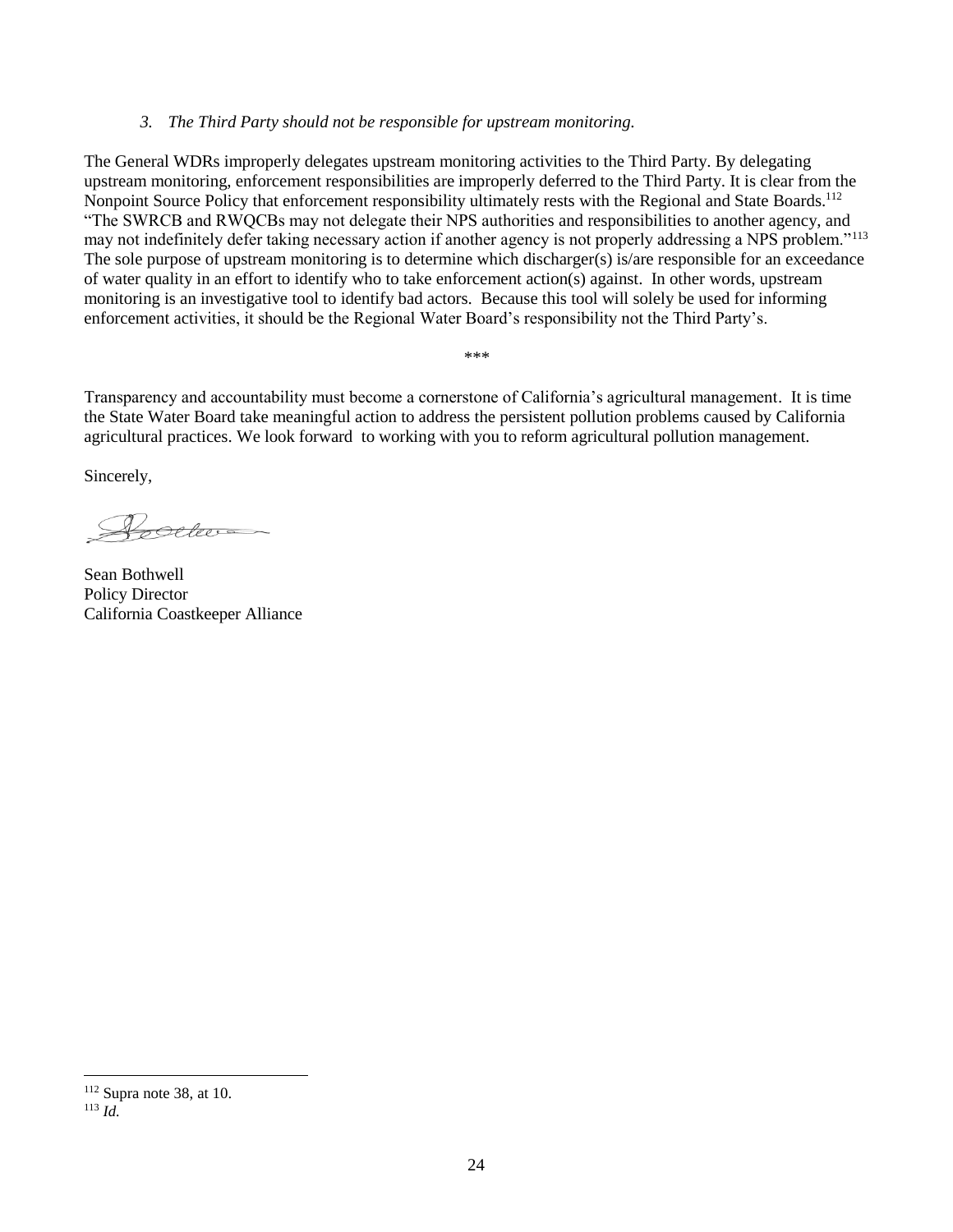*3. The Third Party should not be responsible for upstream monitoring.*

The General WDRs improperly delegates upstream monitoring activities to the Third Party. By delegating upstream monitoring, enforcement responsibilities are improperly deferred to the Third Party. It is clear from the Nonpoint Source Policy that enforcement responsibility ultimately rests with the Regional and State Boards.[112] "The SWRCB and RWQCBs may not delegate their NPS authorities and responsibilities to another agency, and may not indefinitely defer taking necessary action if another agency is not properly addressing a NPS problem."[113] The sole purpose of upstream monitoring is to determine which discharger(s) is/are responsible for an exceedance of water quality in an effort to identify who to take enforcement action(s) against. In other words, upstream monitoring is an investigative tool to identify bad actors. Because this tool will solely be used for informing enforcement activities, it should be the Regional Water Board's responsibility not the Third Party's.

\*\*\*

Transparency and accountability must become a cornerstone of California's agricultural management. It is time the State Water Board take meaningful action to address the persistent pollution problems caused by California agricultural practices. We look forward to working with you to reform agricultural pollution management.

Sincerely,

Sean Bothwell
Policy Director
California Coastkeeper Alliance

---

[112] Supra note 38, at 10.

[113] *Id.*